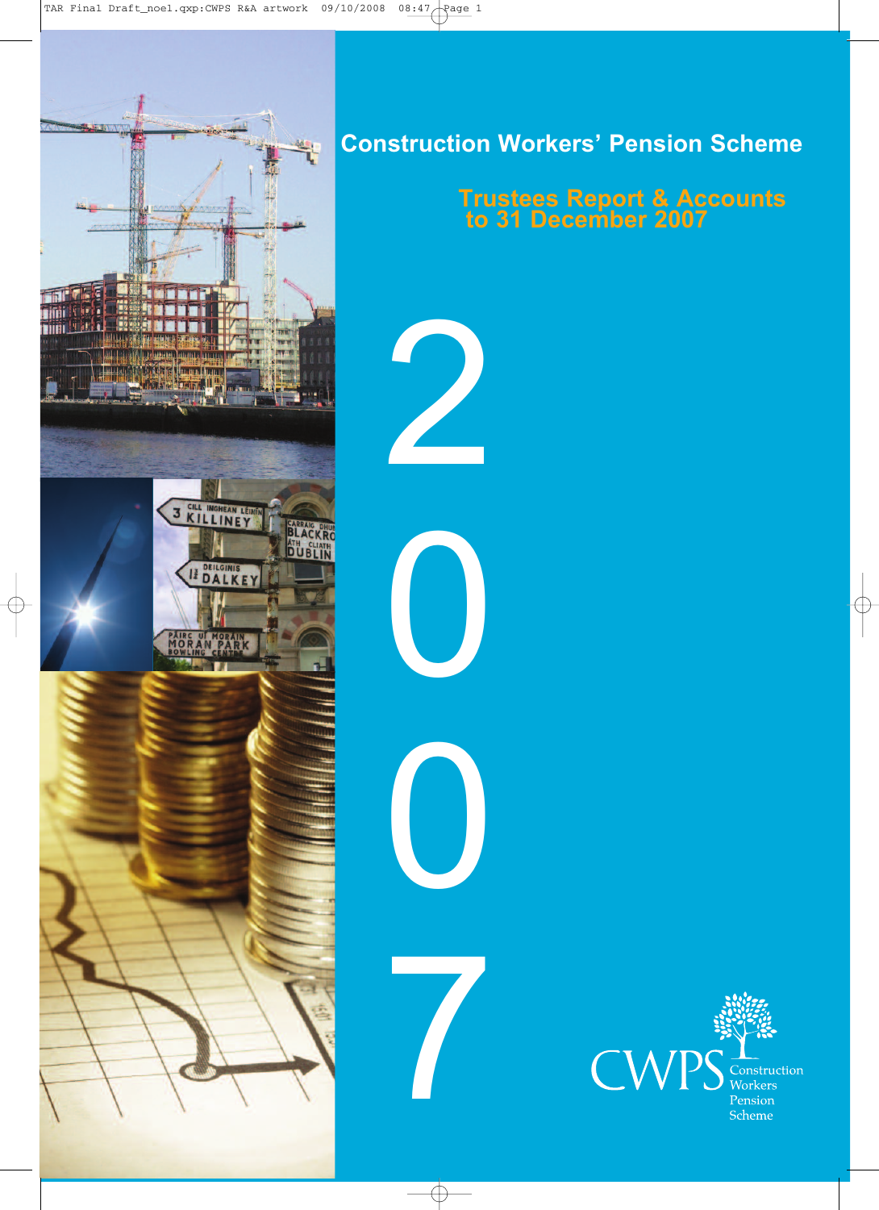# Construction Workers' Pension Scheme

## Trustees Report & Accounts to 31 December 2007

2007

CWPS Construction Workers Pension Scheme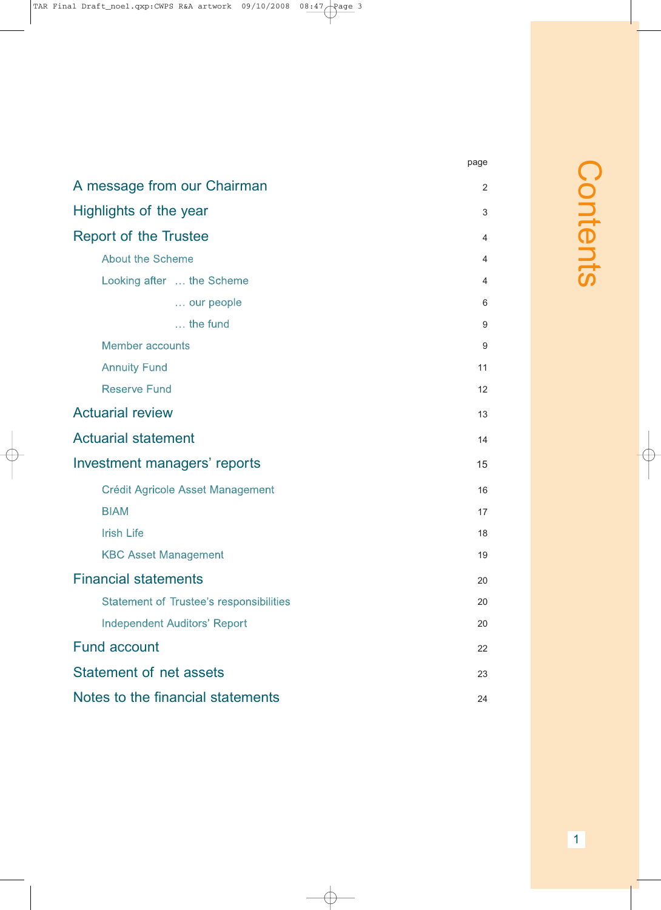# Contents

| | page |
|---|---|
| A message from our Chairman | 2 |
| Highlights of the year | 3 |
| Report of the Trustee | 4 |
| About the Scheme | 4 |
| Looking after … the Scheme | 4 |
| … our people | 6 |
| … the fund | 9 |
| Member accounts | 9 |
| Annuity Fund | 11 |
| Reserve Fund | 12 |
| Actuarial review | 13 |
| Actuarial statement | 14 |
| Investment managers' reports | 15 |
| Crédit Agricole Asset Management | 16 |
| BIAM | 17 |
| Irish Life | 18 |
| KBC Asset Management | 19 |
| Financial statements | 20 |
| Statement of Trustee's responsibilities | 20 |
| Independent Auditors' Report | 20 |
| Fund account | 22 |
| Statement of net assets | 23 |
| Notes to the financial statements | 24 |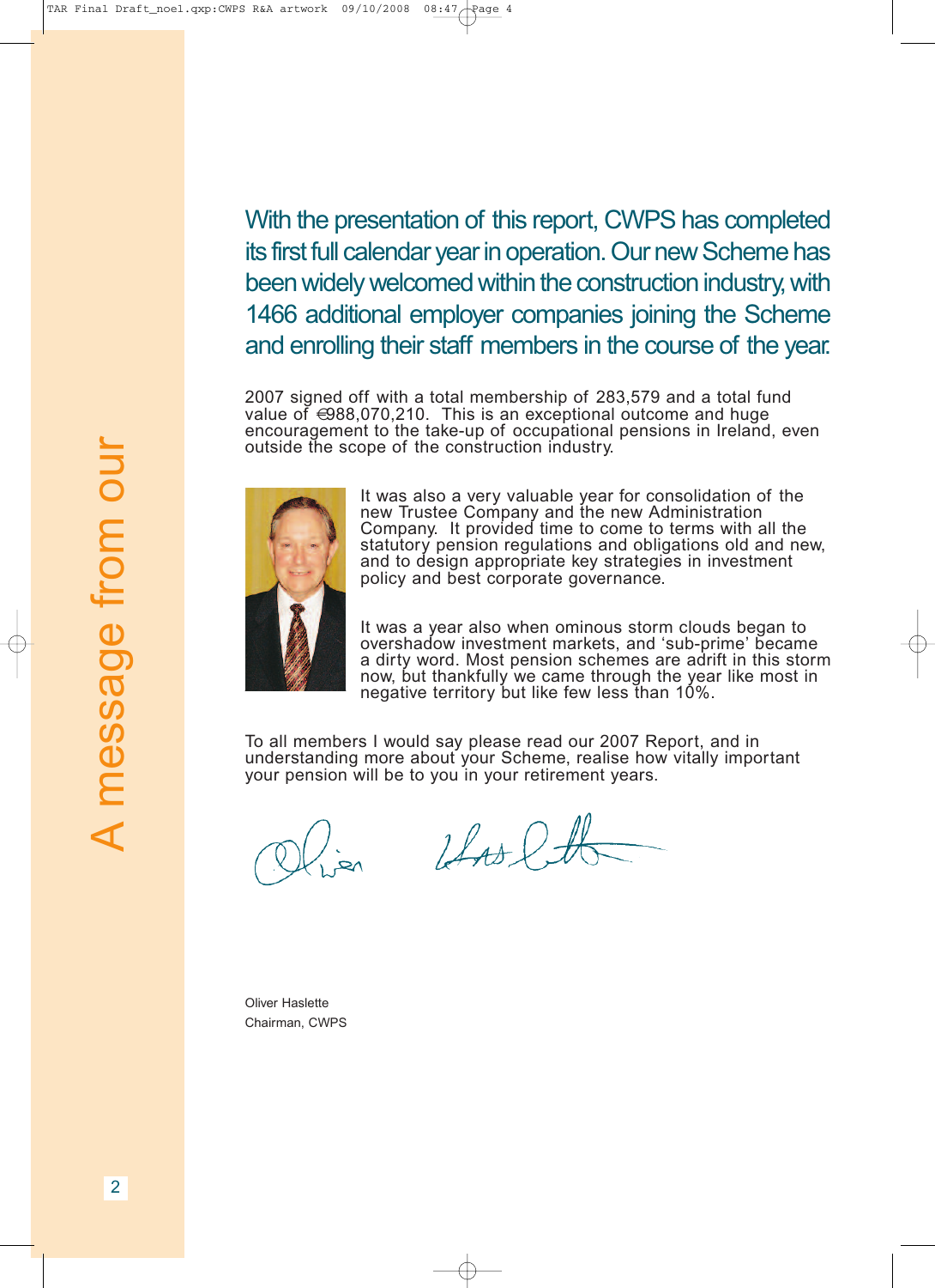# A message from our

With the presentation of this report, CWPS has completed its first full calendar year in operation. Our new Scheme has been widely welcomed within the construction industry, with 1466 additional employer companies joining the Scheme and enrolling their staff members in the course of the year.

2007 signed off with a total membership of 283,579 and a total fund value of €988,070,210. This is an exceptional outcome and huge encouragement to the take-up of occupational pensions in Ireland, even outside the scope of the construction industry.

It was also a very valuable year for consolidation of the new Trustee Company and the new Administration Company. It provided time to come to terms with all the statutory pension regulations and obligations old and new, and to design appropriate key strategies in investment policy and best corporate governance.

It was a year also when ominous storm clouds began to overshadow investment markets, and 'sub-prime' became a dirty word. Most pension schemes are adrift in this storm now, but thankfully we came through the year like most in negative territory but like few less than 10%.

To all members I would say please read our 2007 Report, and in understanding more about your Scheme, realise how vitally important your pension will be to you in your retirement years.

Oliver Haslette
Chairman, CWPS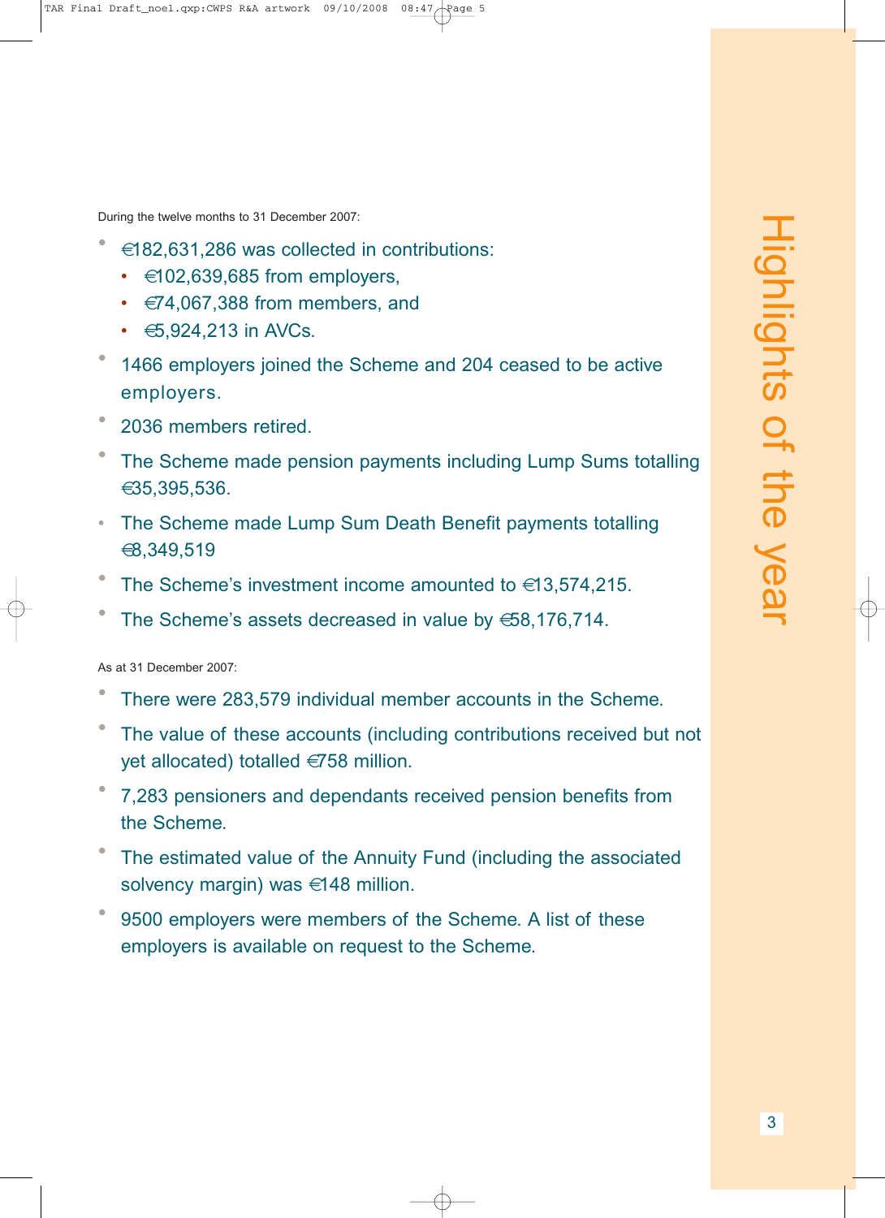# Highlights of the year

During the twelve months to 31 December 2007:

- €182,631,286 was collected in contributions:
  - €102,639,685 from employers,
  - €74,067,388 from members, and
  - €5,924,213 in AVCs.
- 1466 employers joined the Scheme and 204 ceased to be active employers.
- 2036 members retired.
- The Scheme made pension payments including Lump Sums totalling €35,395,536.
- The Scheme made Lump Sum Death Benefit payments totalling €8,349,519
- The Scheme's investment income amounted to €13,574,215.
- The Scheme's assets decreased in value by €58,176,714.

As at 31 December 2007:

- There were 283,579 individual member accounts in the Scheme.
- The value of these accounts (including contributions received but not yet allocated) totalled €758 million.
- 7,283 pensioners and dependants received pension benefits from the Scheme.
- The estimated value of the Annuity Fund (including the associated solvency margin) was €148 million.
- 9500 employers were members of the Scheme. A list of these employers is available on request to the Scheme.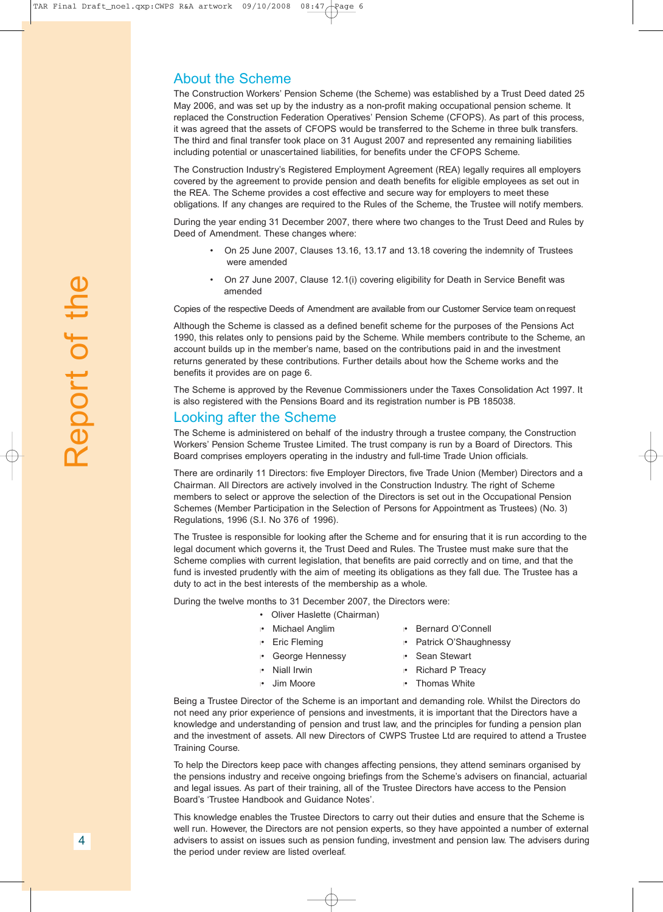## About the Scheme

The Construction Workers' Pension Scheme (the Scheme) was established by a Trust Deed dated 25 May 2006, and was set up by the industry as a non-profit making occupational pension scheme. It replaced the Construction Federation Operatives' Pension Scheme (CFOPS). As part of this process, it was agreed that the assets of CFOPS would be transferred to the Scheme in three bulk transfers. The third and final transfer took place on 31 August 2007 and represented any remaining liabilities including potential or unascertained liabilities, for benefits under the CFOPS Scheme.

The Construction Industry's Registered Employment Agreement (REA) legally requires all employers covered by the agreement to provide pension and death benefits for eligible employees as set out in the REA. The Scheme provides a cost effective and secure way for employers to meet these obligations. If any changes are required to the Rules of the Scheme, the Trustee will notify members.

During the year ending 31 December 2007, there where two changes to the Trust Deed and Rules by Deed of Amendment. These changes where:

- On 25 June 2007, Clauses 13.16, 13.17 and 13.18 covering the indemnity of Trustees were amended
- On 27 June 2007, Clause 12.1(i) covering eligibility for Death in Service Benefit was amended

Copies of the respective Deeds of Amendment are available from our Customer Service team on request

Although the Scheme is classed as a defined benefit scheme for the purposes of the Pensions Act 1990, this relates only to pensions paid by the Scheme. While members contribute to the Scheme, an account builds up in the member's name, based on the contributions paid in and the investment returns generated by these contributions. Further details about how the Scheme works and the benefits it provides are on page 6.

The Scheme is approved by the Revenue Commissioners under the Taxes Consolidation Act 1997. It is also registered with the Pensions Board and its registration number is PB 185038.

## Looking after the Scheme

The Scheme is administered on behalf of the industry through a trustee company, the Construction Workers' Pension Scheme Trustee Limited. The trust company is run by a Board of Directors. This Board comprises employers operating in the industry and full-time Trade Union officials.

There are ordinarily 11 Directors: five Employer Directors, five Trade Union (Member) Directors and a Chairman. All Directors are actively involved in the Construction Industry. The right of Scheme members to select or approve the selection of the Directors is set out in the Occupational Pension Schemes (Member Participation in the Selection of Persons for Appointment as Trustees) (No. 3) Regulations, 1996 (S.I. No 376 of 1996).

The Trustee is responsible for looking after the Scheme and for ensuring that it is run according to the legal document which governs it, the Trust Deed and Rules. The Trustee must make sure that the Scheme complies with current legislation, that benefits are paid correctly and on time, and that the fund is invested prudently with the aim of meeting its obligations as they fall due. The Trustee has a duty to act in the best interests of the membership as a whole.

During the twelve months to 31 December 2007, the Directors were:

- Oliver Haslette (Chairman)
- Michael Anglim
- Eric Fleming
- George Hennessy
- Niall Irwin
- Jim Moore
- Bernard O'Connell
- Patrick O'Shaughnessy
- Sean Stewart
- Richard P Treacy
- Thomas White

Being a Trustee Director of the Scheme is an important and demanding role. Whilst the Directors do not need any prior experience of pensions and investments, it is important that the Directors have a knowledge and understanding of pension and trust law, and the principles for funding a pension plan and the investment of assets. All new Directors of CWPS Trustee Ltd are required to attend a Trustee Training Course.

To help the Directors keep pace with changes affecting pensions, they attend seminars organised by the pensions industry and receive ongoing briefings from the Scheme's advisers on financial, actuarial and legal issues. As part of their training, all of the Trustee Directors have access to the Pension Board's 'Trustee Handbook and Guidance Notes'.

This knowledge enables the Trustee Directors to carry out their duties and ensure that the Scheme is well run. However, the Directors are not pension experts, so they have appointed a number of external advisers to assist on issues such as pension funding, investment and pension law. The advisers during the period under review are listed overleaf.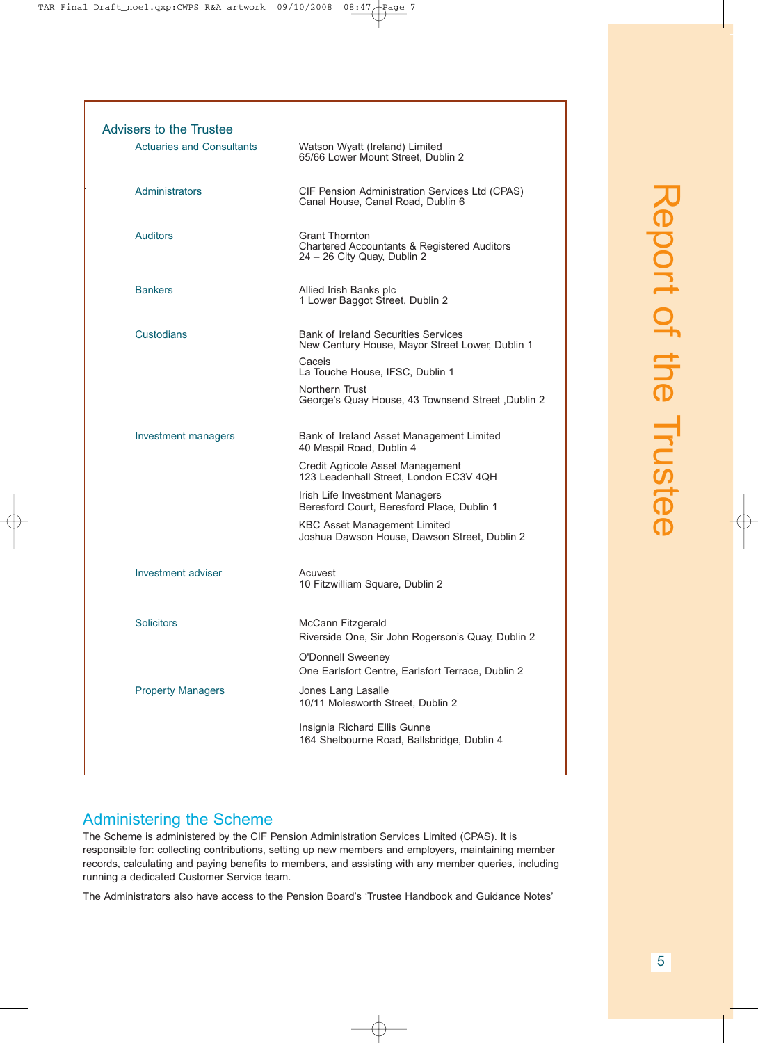## Advisers to the Trustee

| | |
|---|---|
| Actuaries and Consultants | Watson Wyatt (Ireland) Limited<br>65/66 Lower Mount Street, Dublin 2 |
| Administrators | CIF Pension Administration Services Ltd (CPAS)<br>Canal House, Canal Road, Dublin 6 |
| Auditors | Grant Thornton<br>Chartered Accountants & Registered Auditors<br>24 – 26 City Quay, Dublin 2 |
| Bankers | Allied Irish Banks plc<br>1 Lower Baggot Street, Dublin 2 |
| Custodians | Bank of Ireland Securities Services<br>New Century House, Mayor Street Lower, Dublin 1<br><br>Caceis<br>La Touche House, IFSC, Dublin 1<br><br>Northern Trust<br>George's Quay House, 43 Townsend Street ,Dublin 2 |
| Investment managers | Bank of Ireland Asset Management Limited<br>40 Mespil Road, Dublin 4<br><br>Credit Agricole Asset Management<br>123 Leadenhall Street, London EC3V 4QH<br><br>Irish Life Investment Managers<br>Beresford Court, Beresford Place, Dublin 1<br><br>KBC Asset Management Limited<br>Joshua Dawson House, Dawson Street, Dublin 2 |
| Investment adviser | Acuvest<br>10 Fitzwilliam Square, Dublin 2 |
| Solicitors | McCann Fitzgerald<br>Riverside One, Sir John Rogerson's Quay, Dublin 2<br><br>O'Donnell Sweeney<br>One Earlsfort Centre, Earlsfort Terrace, Dublin 2 |
| Property Managers | Jones Lang Lasalle<br>10/11 Molesworth Street, Dublin 2<br><br>Insignia Richard Ellis Gunne<br>164 Shelbourne Road, Ballsbridge, Dublin 4 |

## Administering the Scheme

The Scheme is administered by the CIF Pension Administration Services Limited (CPAS). It is responsible for: collecting contributions, setting up new members and employers, maintaining member records, calculating and paying benefits to members, and assisting with any member queries, including running a dedicated Customer Service team.

The Administrators also have access to the Pension Board's 'Trustee Handbook and Guidance Notes'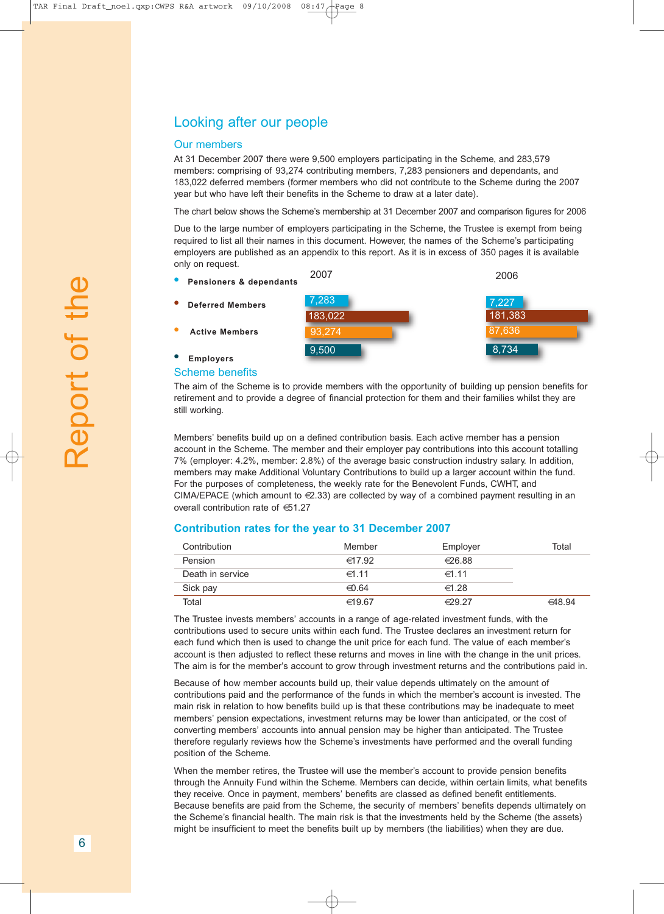## Looking after our people

### Our members

At 31 December 2007 there were 9,500 employers participating in the Scheme, and 283,579 members: comprising of 93,274 contributing members, 7,283 pensioners and dependants, and 183,022 deferred members (former members who did not contribute to the Scheme during the 2007 year but who have left their benefits in the Scheme to draw at a later date).

The chart below shows the Scheme's membership at 31 December 2007 and comparison figures for 2006

Due to the large number of employers participating in the Scheme, the Trustee is exempt from being required to list all their names in this document. However, the names of the Scheme's participating employers are published as an appendix to this report. As it is in excess of 350 pages it is available only on request.

| | 2007 | 2006 |
|---|---|---|
| Pensioners & dependants | 7,283 | 7,227 |
| Deferred Members | 183,022 | 181,383 |
| Active Members | 93,274 | 87,636 |
| Employers | 9,500 | 8,734 |

### Scheme benefits

The aim of the Scheme is to provide members with the opportunity of building up pension benefits for retirement and to provide a degree of financial protection for them and their families whilst they are still working.

Members' benefits build up on a defined contribution basis. Each active member has a pension account in the Scheme. The member and their employer pay contributions into this account totalling 7% (employer: 4.2%, member: 2.8%) of the average basic construction industry salary. In addition, members may make Additional Voluntary Contributions to build up a larger account within the fund. For the purposes of completeness, the weekly rate for the Benevolent Funds, CWHT, and CIMA/EPACE (which amount to €2.33) are collected by way of a combined payment resulting in an overall contribution rate of €51.27

### Contribution rates for the year to 31 December 2007

| Contribution | Member | Employer | Total |
|---|---|---|---|
| Pension | €17.92 | €26.88 | |
| Death in service | €1.11 | €1.11 | |
| Sick pay | €0.64 | €1.28 | |
| Total | €19.67 | €29.27 | €48.94 |

The Trustee invests members' accounts in a range of age-related investment funds, with the contributions used to secure units within each fund. The Trustee declares an investment return for each fund which then is used to change the unit price for each fund. The value of each member's account is then adjusted to reflect these returns and moves in line with the change in the unit prices. The aim is for the member's account to grow through investment returns and the contributions paid in.

Because of how member accounts build up, their value depends ultimately on the amount of contributions paid and the performance of the funds in which the member's account is invested. The main risk in relation to how benefits build up is that these contributions may be inadequate to meet members' pension expectations, investment returns may be lower than anticipated, or the cost of converting members' accounts into annual pension may be higher than anticipated. The Trustee therefore regularly reviews how the Scheme's investments have performed and the overall funding position of the Scheme.

When the member retires, the Trustee will use the member's account to provide pension benefits through the Annuity Fund within the Scheme. Members can decide, within certain limits, what benefits they receive. Once in payment, members' benefits are classed as defined benefit entitlements. Because benefits are paid from the Scheme, the security of members' benefits depends ultimately on the Scheme's financial health. The main risk is that the investments held by the Scheme (the assets) might be insufficient to meet the benefits built up by members (the liabilities) when they are due.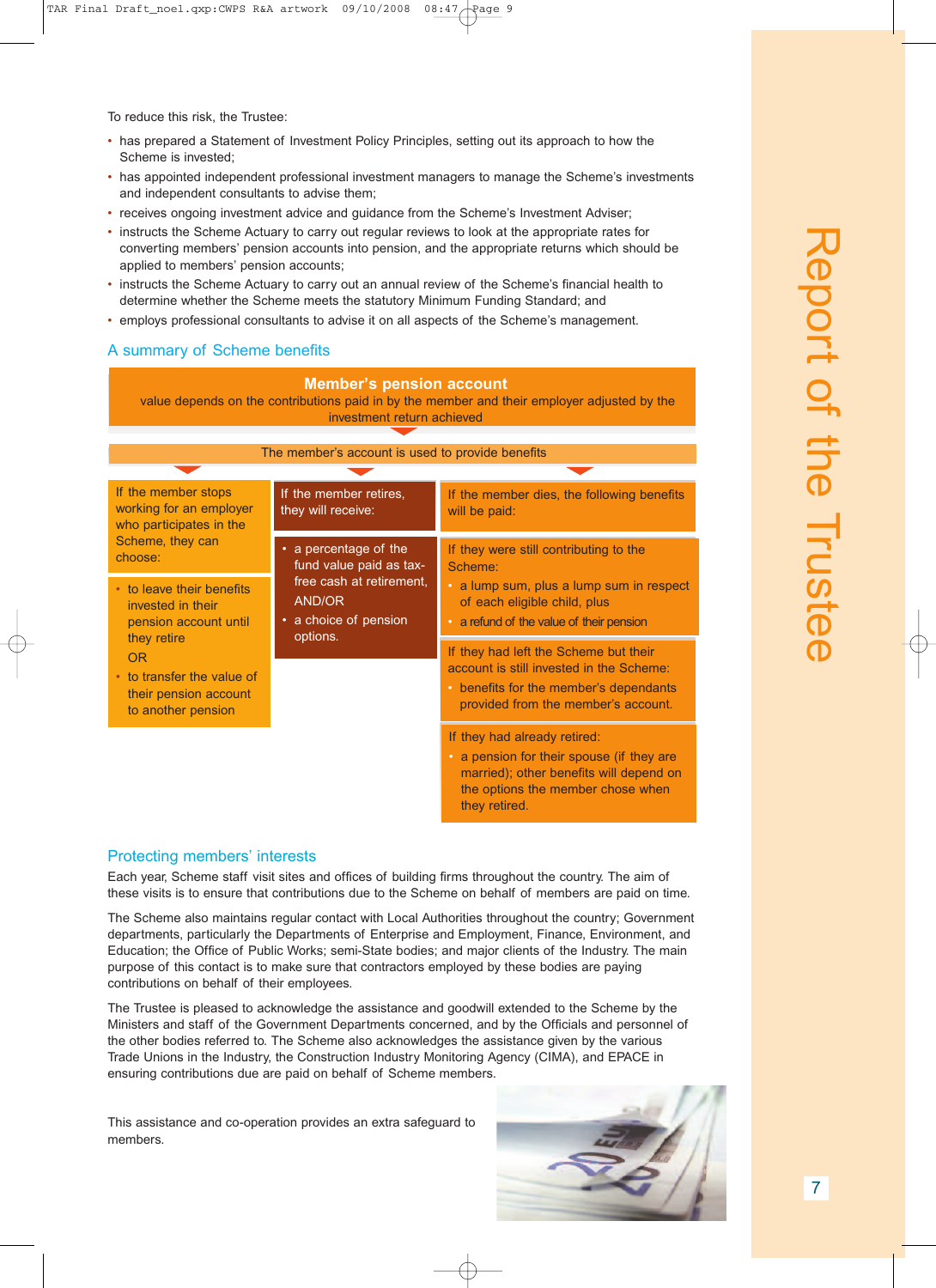To reduce this risk, the Trustee:

- has prepared a Statement of Investment Policy Principles, setting out its approach to how the Scheme is invested;
- has appointed independent professional investment managers to manage the Scheme's investments and independent consultants to advise them;
- receives ongoing investment advice and guidance from the Scheme's Investment Adviser;
- instructs the Scheme Actuary to carry out regular reviews to look at the appropriate rates for converting members' pension accounts into pension, and the appropriate returns which should be applied to members' pension accounts;
- instructs the Scheme Actuary to carry out an annual review of the Scheme's financial health to determine whether the Scheme meets the statutory Minimum Funding Standard; and
- employs professional consultants to advise it on all aspects of the Scheme's management.

## A summary of Scheme benefits

**Member's pension account**

value depends on the contributions paid in by the member and their employer adjusted by the investment return achieved

The member's account is used to provide benefits

If the member stops working for an employer who participates in the Scheme, they can choose:

- to leave their benefits invested in their pension account until they retire

OR

- to transfer the value of their pension account to another pension

If the member retires, they will receive:

- a percentage of the fund value paid as tax-free cash at retirement,

AND/OR

- a choice of pension options.

If the member dies, the following benefits will be paid:

If they were still contributing to the Scheme:

- a lump sum, plus a lump sum in respect of each eligible child, plus
- a refund of the value of their pension

If they had left the Scheme but their account is still invested in the Scheme:

- benefits for the member's dependants provided from the member's account.

If they had already retired:

- a pension for their spouse (if they are married); other benefits will depend on the options the member chose when they retired.

## Protecting members' interests

Each year, Scheme staff visit sites and offices of building firms throughout the country. The aim of these visits is to ensure that contributions due to the Scheme on behalf of members are paid on time.

The Scheme also maintains regular contact with Local Authorities throughout the country; Government departments, particularly the Departments of Enterprise and Employment, Finance, Environment, and Education; the Office of Public Works; semi-State bodies; and major clients of the Industry. The main purpose of this contact is to make sure that contractors employed by these bodies are paying contributions on behalf of their employees.

The Trustee is pleased to acknowledge the assistance and goodwill extended to the Scheme by the Ministers and staff of the Government Departments concerned, and by the Officials and personnel of the other bodies referred to. The Scheme also acknowledges the assistance given by the various Trade Unions in the Industry, the Construction Industry Monitoring Agency (CIMA), and EPACE in ensuring contributions due are paid on behalf of Scheme members.

This assistance and co-operation provides an extra safeguard to members.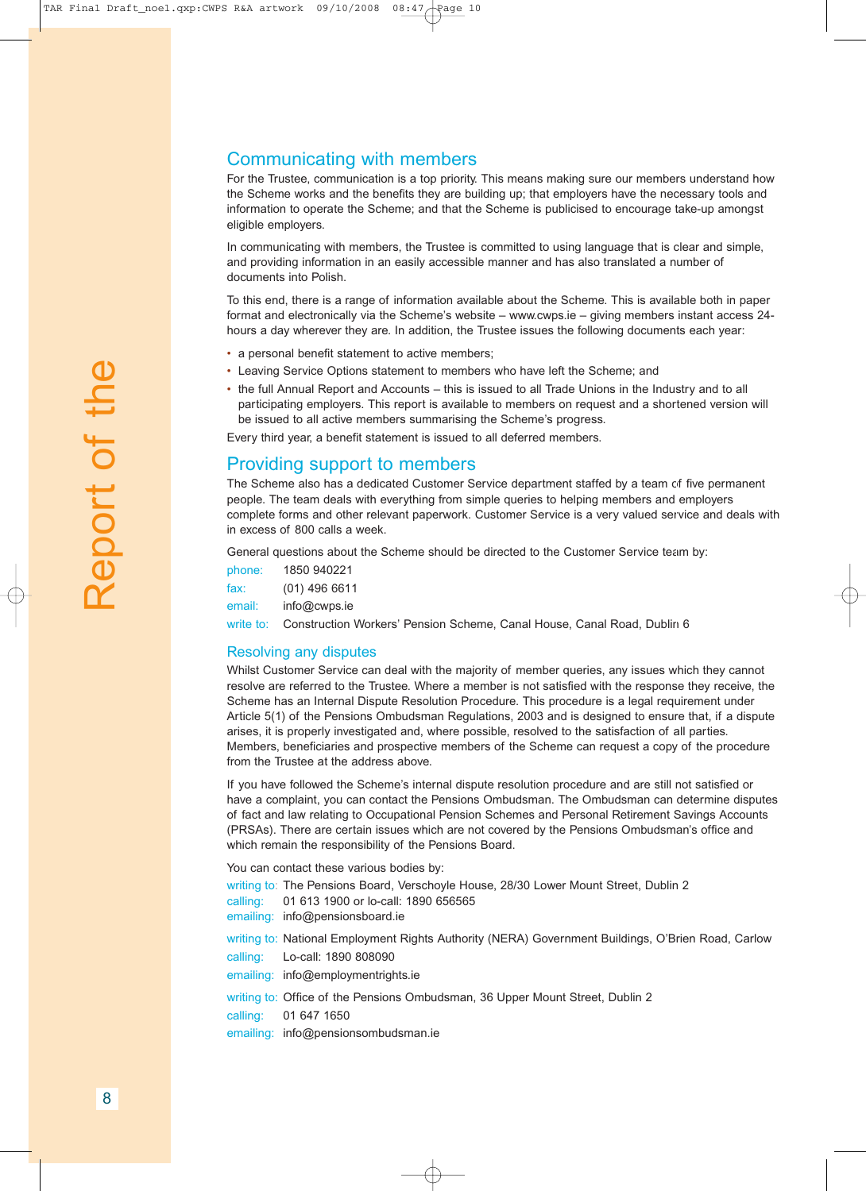## Communicating with members

For the Trustee, communication is a top priority. This means making sure our members understand how the Scheme works and the benefits they are building up; that employers have the necessary tools and information to operate the Scheme; and that the Scheme is publicised to encourage take-up amongst eligible employers.

In communicating with members, the Trustee is committed to using language that is clear and simple, and providing information in an easily accessible manner and has also translated a number of documents into Polish.

To this end, there is a range of information available about the Scheme. This is available both in paper format and electronically via the Scheme's website – www.cwps.ie – giving members instant access 24-hours a day wherever they are. In addition, the Trustee issues the following documents each year:

- a personal benefit statement to active members;
- Leaving Service Options statement to members who have left the Scheme; and
- the full Annual Report and Accounts – this is issued to all Trade Unions in the Industry and to all participating employers. This report is available to members on request and a shortened version will be issued to all active members summarising the Scheme's progress.

Every third year, a benefit statement is issued to all deferred members.

## Providing support to members

The Scheme also has a dedicated Customer Service department staffed by a team of five permanent people. The team deals with everything from simple queries to helping members and employers complete forms and other relevant paperwork. Customer Service is a very valued service and deals with in excess of 800 calls a week.

General questions about the Scheme should be directed to the Customer Service team by:

phone: 1850 940221
fax: (01) 496 6611
email: info@cwps.ie
write to: Construction Workers' Pension Scheme, Canal House, Canal Road, Dublin 6

### Resolving any disputes

Whilst Customer Service can deal with the majority of member queries, any issues which they cannot resolve are referred to the Trustee. Where a member is not satisfied with the response they receive, the Scheme has an Internal Dispute Resolution Procedure. This procedure is a legal requirement under Article 5(1) of the Pensions Ombudsman Regulations, 2003 and is designed to ensure that, if a dispute arises, it is properly investigated and, where possible, resolved to the satisfaction of all parties. Members, beneficiaries and prospective members of the Scheme can request a copy of the procedure from the Trustee at the address above.

If you have followed the Scheme's internal dispute resolution procedure and are still not satisfied or have a complaint, you can contact the Pensions Ombudsman. The Ombudsman can determine disputes of fact and law relating to Occupational Pension Schemes and Personal Retirement Savings Accounts (PRSAs). There are certain issues which are not covered by the Pensions Ombudsman's office and which remain the responsibility of the Pensions Board.

You can contact these various bodies by:

writing to: The Pensions Board, Verschoyle House, 28/30 Lower Mount Street, Dublin 2
calling: 01 613 1900 or lo-call: 1890 656565
emailing: info@pensionsboard.ie

writing to: National Employment Rights Authority (NERA) Government Buildings, O'Brien Road, Carlow
calling: Lo-call: 1890 808090
emailing: info@employmentrights.ie

writing to: Office of the Pensions Ombudsman, 36 Upper Mount Street, Dublin 2
calling: 01 647 1650
emailing: info@pensionsombudsman.ie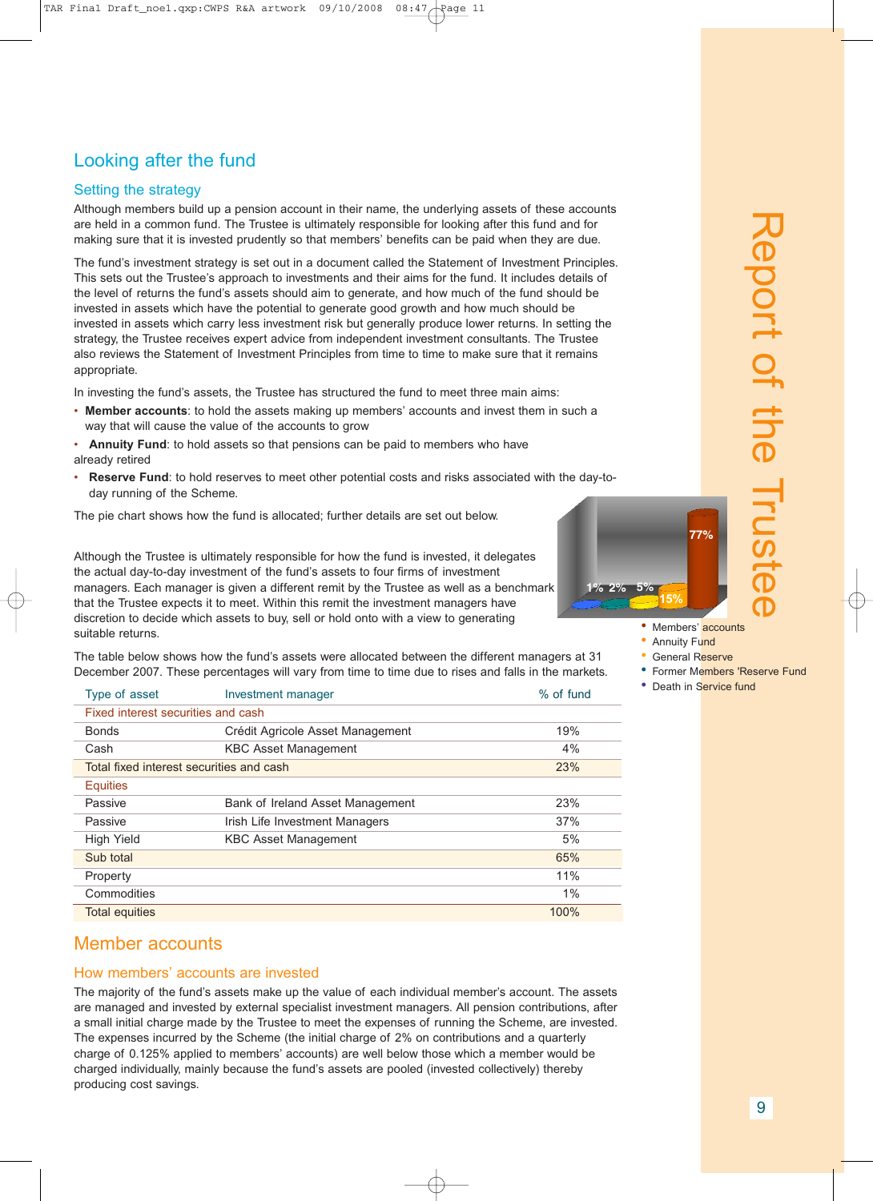## Looking after the fund

### Setting the strategy

Although members build up a pension account in their name, the underlying assets of these accounts are held in a common fund. The Trustee is ultimately responsible for looking after this fund and for making sure that it is invested prudently so that members' benefits can be paid when they are due.

The fund's investment strategy is set out in a document called the Statement of Investment Principles. This sets out the Trustee's approach to investments and their aims for the fund. It includes details of the level of returns the fund's assets should aim to generate, and how much of the fund should be invested in assets which have the potential to generate good growth and how much should be invested in assets which carry less investment risk but generally produce lower returns. In setting the strategy, the Trustee receives expert advice from independent investment consultants. The Trustee also reviews the Statement of Investment Principles from time to time to make sure that it remains appropriate.

In investing the fund's assets, the Trustee has structured the fund to meet three main aims:

- **Member accounts**: to hold the assets making up members' accounts and invest them in such a way that will cause the value of the accounts to grow
- **Annuity Fund**: to hold assets so that pensions can be paid to members who have already retired
- **Reserve Fund**: to hold reserves to meet other potential costs and risks associated with the day-to-day running of the Scheme.

The pie chart shows how the fund is allocated; further details are set out below.

1% 2% 5% 15% 77%

- Members' accounts
- Annuity Fund
- General Reserve
- Former Members 'Reserve Fund
- Death in Service fund

Although the Trustee is ultimately responsible for how the fund is invested, it delegates the actual day-to-day investment of the fund's assets to four firms of investment managers. Each manager is given a different remit by the Trustee as well as a benchmark that the Trustee expects it to meet. Within this remit the investment managers have discretion to decide which assets to buy, sell or hold onto with a view to generating suitable returns.

The table below shows how the fund's assets were allocated between the different managers at 31 December 2007. These percentages will vary from time to time due to rises and falls in the markets.

| Type of asset | Investment manager | % of fund |
|---|---|---|
| Fixed interest securities and cash | | |
| Bonds | Crédit Agricole Asset Management | 19% |
| Cash | KBC Asset Management | 4% |
| Total fixed interest securities and cash | | 23% |
| Equities | | |
| Passive | Bank of Ireland Asset Management | 23% |
| Passive | Irish Life Investment Managers | 37% |
| High Yield | KBC Asset Management | 5% |
| Sub total | | 65% |
| Property | | 11% |
| Commodities | | 1% |
| Total equities | | 100% |

## Member accounts

### How members' accounts are invested

The majority of the fund's assets make up the value of each individual member's account. The assets are managed and invested by external specialist investment managers. All pension contributions, after a small initial charge made by the Trustee to meet the expenses of running the Scheme, are invested. The expenses incurred by the Scheme (the initial charge of 2% on contributions and a quarterly charge of 0.125% applied to members' accounts) are well below those which a member would be charged individually, mainly because the fund's assets are pooled (invested collectively) thereby producing cost savings.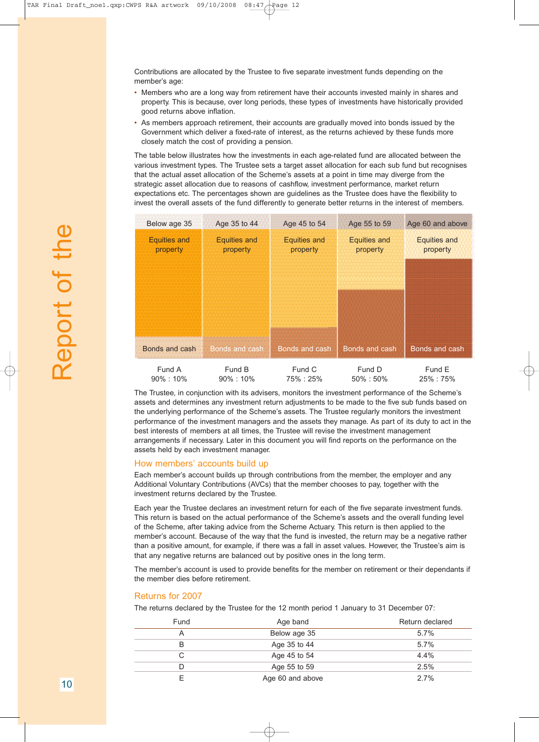Contributions are allocated by the Trustee to five separate investment funds depending on the member's age:

- Members who are a long way from retirement have their accounts invested mainly in shares and property. This is because, over long periods, these types of investments have historically provided good returns above inflation.
- As members approach retirement, their accounts are gradually moved into bonds issued by the Government which deliver a fixed-rate of interest, as the returns achieved by these funds more closely match the cost of providing a pension.

The table below illustrates how the investments in each age-related fund are allocated between the various investment types. The Trustee sets a target asset allocation for each sub fund but recognises that the actual asset allocation of the Scheme's assets at a point in time may diverge from the strategic asset allocation due to reasons of cashflow, investment performance, market return expectations etc. The percentages shown are guidelines as the Trustee does have the flexibility to invest the overall assets of the fund differently to generate better returns in the interest of members.

| Below age 35 | Age 35 to 44 | Age 45 to 54 | Age 55 to 59 | Age 60 and above |
|---|---|---|---|---|
| Equities and property | Equities and property | Equities and property | Equities and property | Equities and property |
| Bonds and cash | Bonds and cash | Bonds and cash | Bonds and cash | Bonds and cash |
| Fund A 90% : 10% | Fund B 90% : 10% | Fund C 75% : 25% | Fund D 50% : 50% | Fund E 25% : 75% |

The Trustee, in conjunction with its advisers, monitors the investment performance of the Scheme's assets and determines any investment return adjustments to be made to the five sub funds based on the underlying performance of the Scheme's assets. The Trustee regularly monitors the investment performance of the investment managers and the assets they manage. As part of its duty to act in the best interests of members at all times, the Trustee will revise the investment management arrangements if necessary. Later in this document you will find reports on the performance on the assets held by each investment manager.

## How members' accounts build up

Each member's account builds up through contributions from the member, the employer and any Additional Voluntary Contributions (AVCs) that the member chooses to pay, together with the investment returns declared by the Trustee.

Each year the Trustee declares an investment return for each of the five separate investment funds. This return is based on the actual performance of the Scheme's assets and the overall funding level of the Scheme, after taking advice from the Scheme Actuary. This return is then applied to the member's account. Because of the way that the fund is invested, the return may be a negative rather than a positive amount, for example, if there was a fall in asset values. However, the Trustee's aim is that any negative returns are balanced out by positive ones in the long term.

The member's account is used to provide benefits for the member on retirement or their dependants if the member dies before retirement.

## Returns for 2007

The returns declared by the Trustee for the 12 month period 1 January to 31 December 07:

| Fund | Age band | Return declared |
|---|---|---|
| A | Below age 35 | 5.7% |
| B | Age 35 to 44 | 5.7% |
| C | Age 45 to 54 | 4.4% |
| D | Age 55 to 59 | 2.5% |
| E | Age 60 and above | 2.7% |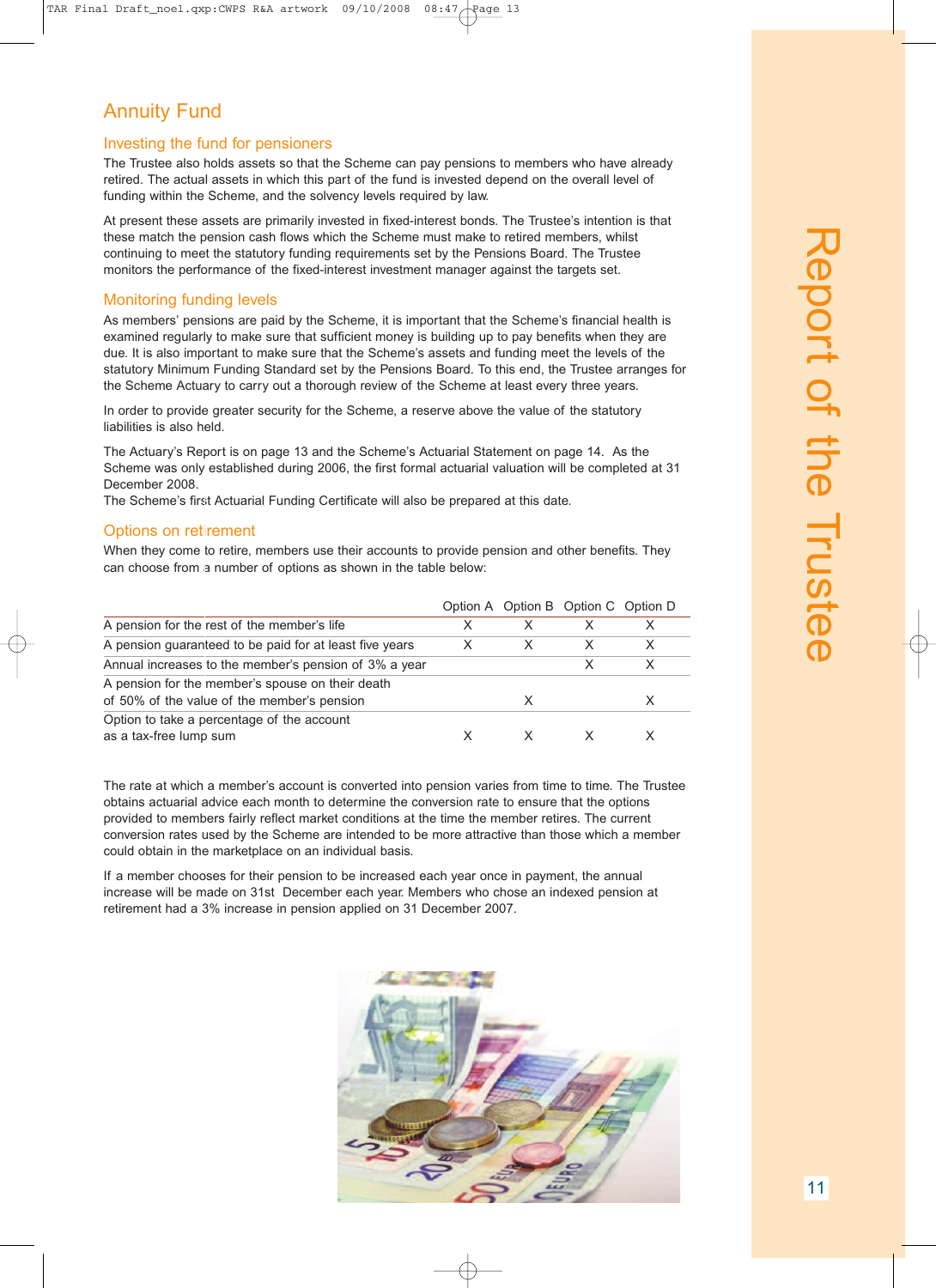# Annuity Fund

## Investing the fund for pensioners

The Trustee also holds assets so that the Scheme can pay pensions to members who have already retired. The actual assets in which this part of the fund is invested depend on the overall level of funding within the Scheme, and the solvency levels required by law.

At present these assets are primarily invested in fixed-interest bonds. The Trustee's intention is that these match the pension cash flows which the Scheme must make to retired members, whilst continuing to meet the statutory funding requirements set by the Pensions Board. The Trustee monitors the performance of the fixed-interest investment manager against the targets set.

## Monitoring funding levels

As members' pensions are paid by the Scheme, it is important that the Scheme's financial health is examined regularly to make sure that sufficient money is building up to pay benefits when they are due. It is also important to make sure that the Scheme's assets and funding meet the levels of the statutory Minimum Funding Standard set by the Pensions Board. To this end, the Trustee arranges for the Scheme Actuary to carry out a thorough review of the Scheme at least every three years.

In order to provide greater security for the Scheme, a reserve above the value of the statutory liabilities is also held.

The Actuary's Report is on page 13 and the Scheme's Actuarial Statement on page 14. As the Scheme was only established during 2006, the first formal actuarial valuation will be completed at 31 December 2008.
The Scheme's first Actuarial Funding Certificate will also be prepared at this date.

## Options on retirement

When they come to retire, members use their accounts to provide pension and other benefits. They can choose from a number of options as shown in the table below:

| | Option A | Option B | Option C | Option D |
|---|---|---|---|---|
| A pension for the rest of the member's life | X | X | X | X |
| A pension guaranteed to be paid for at least five years | X | X | X | X |
| Annual increases to the member's pension of 3% a year | | | X | X |
| A pension for the member's spouse on their death of 50% of the value of the member's pension | | X | | X |
| Option to take a percentage of the account as a tax-free lump sum | X | X | X | X |

The rate at which a member's account is converted into pension varies from time to time. The Trustee obtains actuarial advice each month to determine the conversion rate to ensure that the options provided to members fairly reflect market conditions at the time the member retires. The current conversion rates used by the Scheme are intended to be more attractive than those which a member could obtain in the marketplace on an individual basis.

If a member chooses for their pension to be increased each year once in payment, the annual increase will be made on 31st December each year. Members who chose an indexed pension at retirement had a 3% increase in pension applied on 31 December 2007.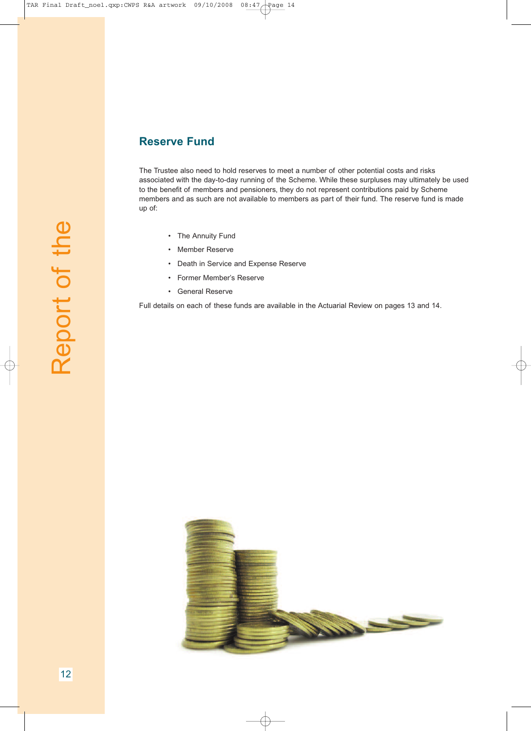## Reserve Fund

The Trustee also need to hold reserves to meet a number of other potential costs and risks associated with the day-to-day running of the Scheme. While these surpluses may ultimately be used to the benefit of members and pensioners, they do not represent contributions paid by Scheme members and as such are not available to members as part of their fund. The reserve fund is made up of:

- The Annuity Fund
- Member Reserve
- Death in Service and Expense Reserve
- Former Member's Reserve
- General Reserve

Full details on each of these funds are available in the Actuarial Review on pages 13 and 14.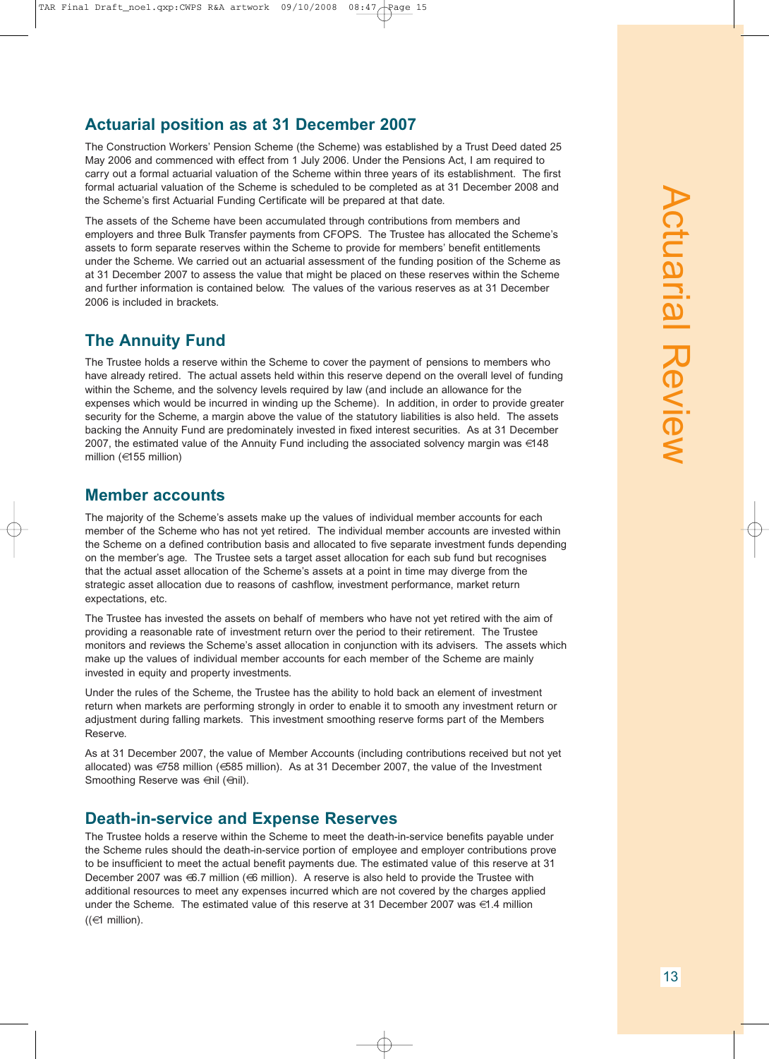## Actuarial position as at 31 December 2007

The Construction Workers' Pension Scheme (the Scheme) was established by a Trust Deed dated 25 May 2006 and commenced with effect from 1 July 2006. Under the Pensions Act, I am required to carry out a formal actuarial valuation of the Scheme within three years of its establishment. The first formal actuarial valuation of the Scheme is scheduled to be completed as at 31 December 2008 and the Scheme's first Actuarial Funding Certificate will be prepared at that date.

The assets of the Scheme have been accumulated through contributions from members and employers and three Bulk Transfer payments from CFOPS. The Trustee has allocated the Scheme's assets to form separate reserves within the Scheme to provide for members' benefit entitlements under the Scheme. We carried out an actuarial assessment of the funding position of the Scheme as at 31 December 2007 to assess the value that might be placed on these reserves within the Scheme and further information is contained below. The values of the various reserves as at 31 December 2006 is included in brackets.

## The Annuity Fund

The Trustee holds a reserve within the Scheme to cover the payment of pensions to members who have already retired. The actual assets held within this reserve depend on the overall level of funding within the Scheme, and the solvency levels required by law (and include an allowance for the expenses which would be incurred in winding up the Scheme). In addition, in order to provide greater security for the Scheme, a margin above the value of the statutory liabilities is also held. The assets backing the Annuity Fund are predominately invested in fixed interest securities. As at 31 December 2007, the estimated value of the Annuity Fund including the associated solvency margin was €148 million (€155 million)

## Member accounts

The majority of the Scheme's assets make up the values of individual member accounts for each member of the Scheme who has not yet retired. The individual member accounts are invested within the Scheme on a defined contribution basis and allocated to five separate investment funds depending on the member's age. The Trustee sets a target asset allocation for each sub fund but recognises that the actual asset allocation of the Scheme's assets at a point in time may diverge from the strategic asset allocation due to reasons of cashflow, investment performance, market return expectations, etc.

The Trustee has invested the assets on behalf of members who have not yet retired with the aim of providing a reasonable rate of investment return over the period to their retirement. The Trustee monitors and reviews the Scheme's asset allocation in conjunction with its advisers. The assets which make up the values of individual member accounts for each member of the Scheme are mainly invested in equity and property investments.

Under the rules of the Scheme, the Trustee has the ability to hold back an element of investment return when markets are performing strongly in order to enable it to smooth any investment return or adjustment during falling markets. This investment smoothing reserve forms part of the Members Reserve.

As at 31 December 2007, the value of Member Accounts (including contributions received but not yet allocated) was €758 million (€585 million). As at 31 December 2007, the value of the Investment Smoothing Reserve was €nil (€nil).

## Death-in-service and Expense Reserves

The Trustee holds a reserve within the Scheme to meet the death-in-service benefits payable under the Scheme rules should the death-in-service portion of employee and employer contributions prove to be insufficient to meet the actual benefit payments due. The estimated value of this reserve at 31 December 2007 was €6.7 million (€6 million). A reserve is also held to provide the Trustee with additional resources to meet any expenses incurred which are not covered by the charges applied under the Scheme. The estimated value of this reserve at 31 December 2007 was €1.4 million ((€1 million).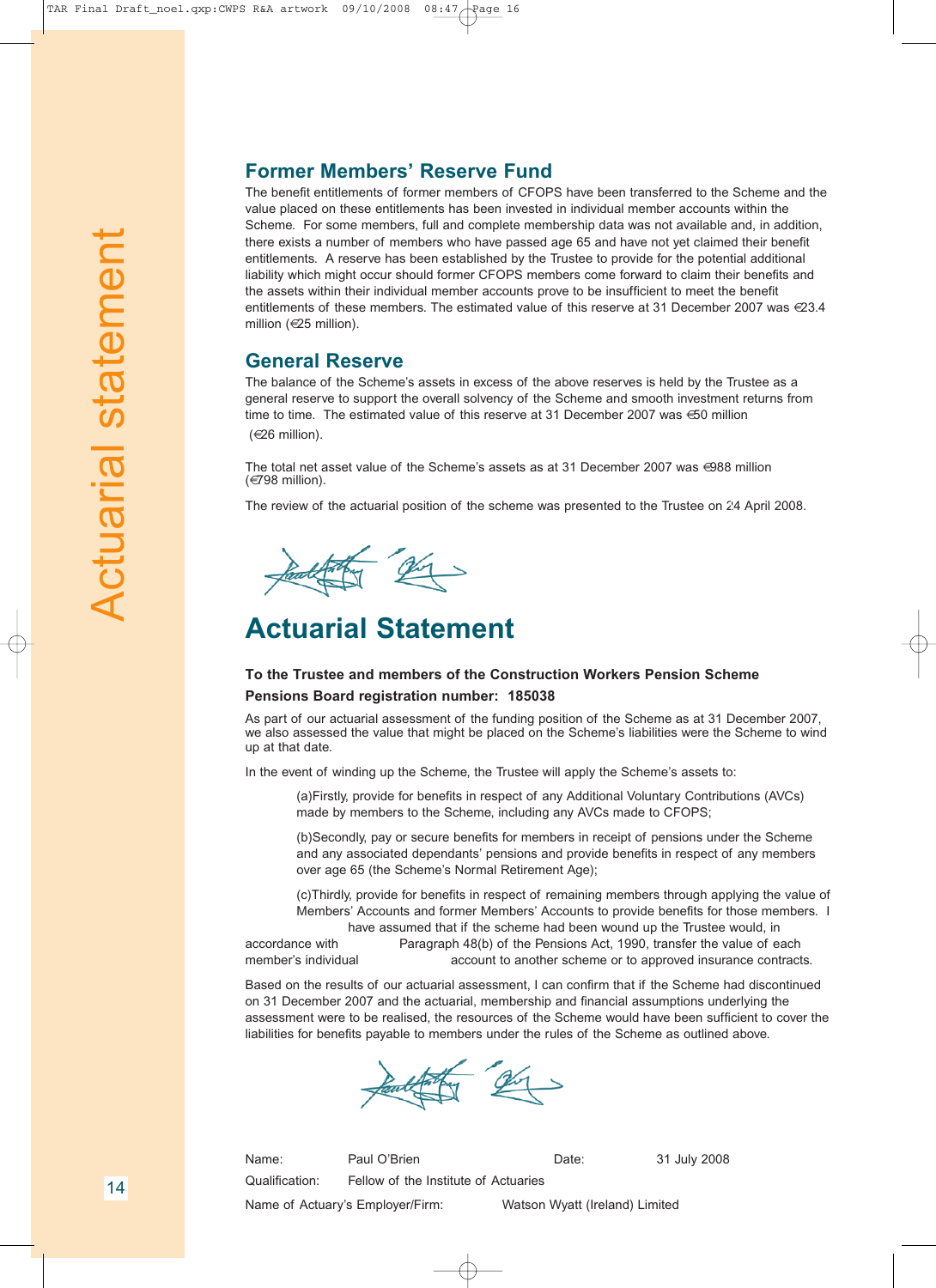## Former Members' Reserve Fund

The benefit entitlements of former members of CFOPS have been transferred to the Scheme and the value placed on these entitlements has been invested in individual member accounts within the Scheme. For some members, full and complete membership data was not available and, in addition, there exists a number of members who have passed age 65 and have not yet claimed their benefit entitlements. A reserve has been established by the Trustee to provide for the potential additional liability which might occur should former CFOPS members come forward to claim their benefits and the assets within their individual member accounts prove to be insufficient to meet the benefit entitlements of these members. The estimated value of this reserve at 31 December 2007 was €23.4 million (€25 million).

## General Reserve

The balance of the Scheme's assets in excess of the above reserves is held by the Trustee as a general reserve to support the overall solvency of the Scheme and smooth investment returns from time to time. The estimated value of this reserve at 31 December 2007 was €50 million (€26 million).

The total net asset value of the Scheme's assets as at 31 December 2007 was €988 million (€798 million).

The review of the actuarial position of the scheme was presented to the Trustee on 24 April 2008.

# Actuarial Statement

**To the Trustee and members of the Construction Workers Pension Scheme**

**Pensions Board registration number: 185038**

As part of our actuarial assessment of the funding position of the Scheme as at 31 December 2007, we also assessed the value that might be placed on the Scheme's liabilities were the Scheme to wind up at that date.

In the event of winding up the Scheme, the Trustee will apply the Scheme's assets to:

(a) Firstly, provide for benefits in respect of any Additional Voluntary Contributions (AVCs) made by members to the Scheme, including any AVCs made to CFOPS;

(b) Secondly, pay or secure benefits for members in receipt of pensions under the Scheme and any associated dependants' pensions and provide benefits in respect of any members over age 65 (the Scheme's Normal Retirement Age);

(c) Thirdly, provide for benefits in respect of remaining members through applying the value of Members' Accounts and former Members' Accounts to provide benefits for those members.

I have assumed that if the scheme had been wound up the Trustee would, in accordance with Paragraph 48(b) of the Pensions Act, 1990, transfer the value of each member's individual account to another scheme or to approved insurance contracts.

Based on the results of our actuarial assessment, I can confirm that if the Scheme had discontinued on 31 December 2007 and the actuarial, membership and financial assumptions underlying the assessment were to be realised, the resources of the Scheme would have been sufficient to cover the liabilities for benefits payable to members under the rules of the Scheme as outlined above.

Name: Paul O'Brien    Date: 31 July 2008

Qualification: Fellow of the Institute of Actuaries

Name of Actuary's Employer/Firm: Watson Wyatt (Ireland) Limited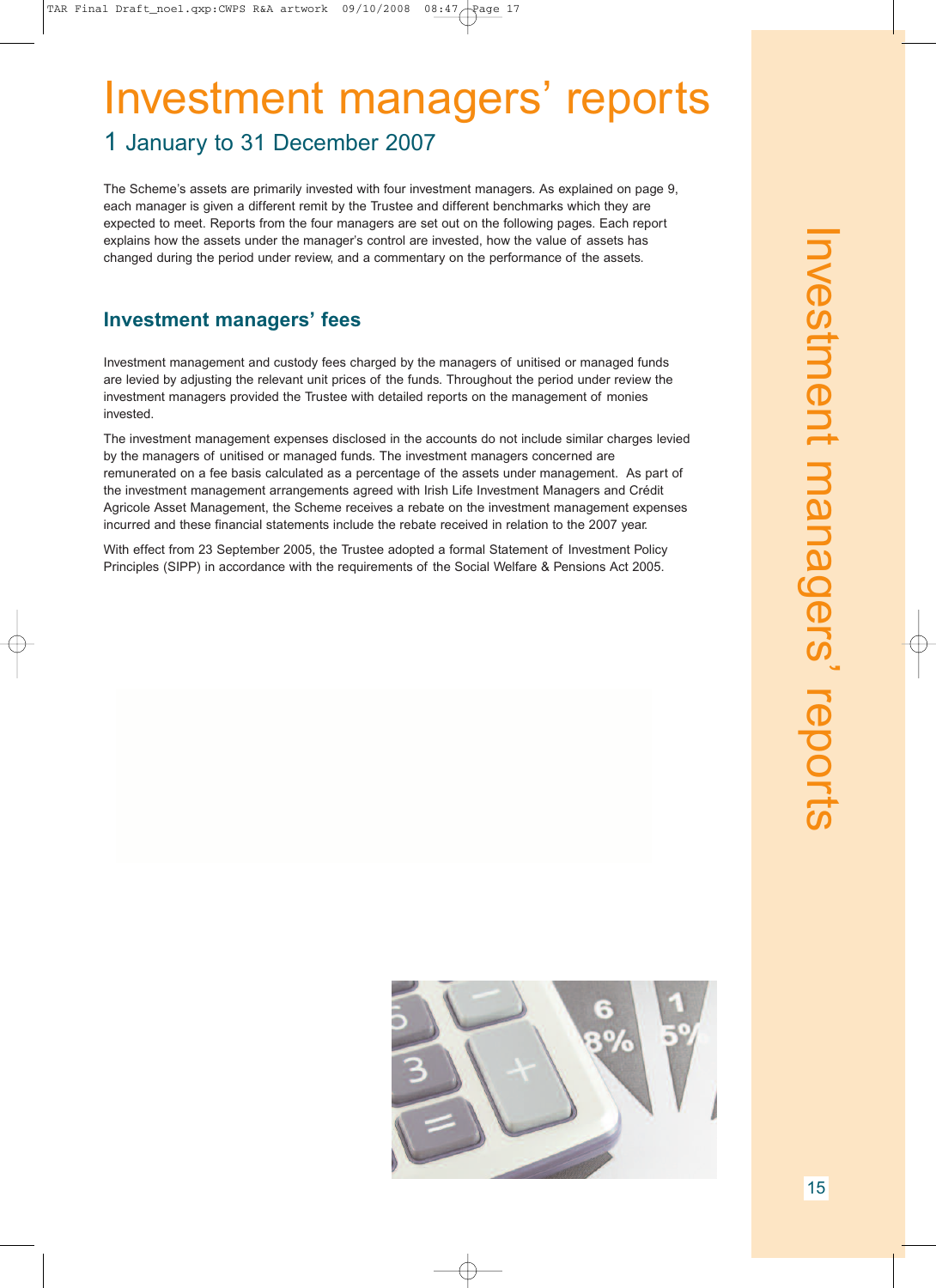# Investment managers' reports

## 1 January to 31 December 2007

The Scheme's assets are primarily invested with four investment managers. As explained on page 9, each manager is given a different remit by the Trustee and different benchmarks which they are expected to meet. Reports from the four managers are set out on the following pages. Each report explains how the assets under the manager's control are invested, how the value of assets has changed during the period under review, and a commentary on the performance of the assets.

### Investment managers' fees

Investment management and custody fees charged by the managers of unitised or managed funds are levied by adjusting the relevant unit prices of the funds. Throughout the period under review the investment managers provided the Trustee with detailed reports on the management of monies invested.

The investment management expenses disclosed in the accounts do not include similar charges levied by the managers of unitised or managed funds. The investment managers concerned are remunerated on a fee basis calculated as a percentage of the assets under management. As part of the investment management arrangements agreed with Irish Life Investment Managers and Crédit Agricole Asset Management, the Scheme receives a rebate on the investment management expenses incurred and these financial statements include the rebate received in relation to the 2007 year.

With effect from 23 September 2005, the Trustee adopted a formal Statement of Investment Policy Principles (SIPP) in accordance with the requirements of the Social Welfare & Pensions Act 2005.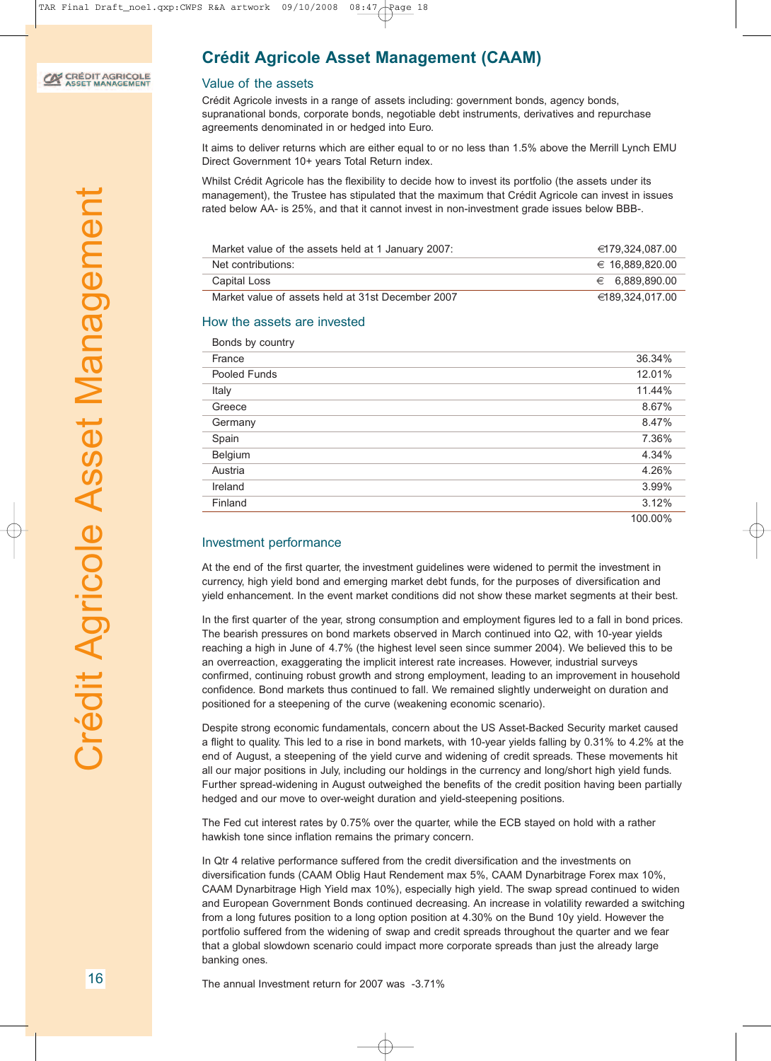# Crédit Agricole Asset Management (CAAM)

## Value of the assets

Crédit Agricole invests in a range of assets including: government bonds, agency bonds, supranational bonds, corporate bonds, negotiable debt instruments, derivatives and repurchase agreements denominated in or hedged into Euro.

It aims to deliver returns which are either equal to or no less than 1.5% above the Merrill Lynch EMU Direct Government 10+ years Total Return index.

Whilst Crédit Agricole has the flexibility to decide how to invest its portfolio (the assets under its management), the Trustee has stipulated that the maximum that Crédit Agricole can invest in issues rated below AA- is 25%, and that it cannot invest in non-investment grade issues below BBB-.

| | |
|---|---|
| Market value of the assets held at 1 January 2007: | €179,324,087.00 |
| Net contributions: | € 16,889,820.00 |
| Capital Loss | € 6,889,890.00 |
| Market value of assets held at 31st December 2007 | €189,324,017.00 |

## How the assets are invested

| Bonds by country | |
|---|---|
| France | 36.34% |
| Pooled Funds | 12.01% |
| Italy | 11.44% |
| Greece | 8.67% |
| Germany | 8.47% |
| Spain | 7.36% |
| Belgium | 4.34% |
| Austria | 4.26% |
| Ireland | 3.99% |
| Finland | 3.12% |
| | 100.00% |

## Investment performance

At the end of the first quarter, the investment guidelines were widened to permit the investment in currency, high yield bond and emerging market debt funds, for the purposes of diversification and yield enhancement. In the event market conditions did not show these market segments at their best.

In the first quarter of the year, strong consumption and employment figures led to a fall in bond prices. The bearish pressures on bond markets observed in March continued into Q2, with 10-year yields reaching a high in June of 4.7% (the highest level seen since summer 2004). We believed this to be an overreaction, exaggerating the implicit interest rate increases. However, industrial surveys confirmed, continuing robust growth and strong employment, leading to an improvement in household confidence. Bond markets thus continued to fall. We remained slightly underweight on duration and positioned for a steepening of the curve (weakening economic scenario).

Despite strong economic fundamentals, concern about the US Asset-Backed Security market caused a flight to quality. This led to a rise in bond markets, with 10-year yields falling by 0.31% to 4.2% at the end of August, a steepening of the yield curve and widening of credit spreads. These movements hit all our major positions in July, including our holdings in the currency and long/short high yield funds. Further spread-widening in August outweighed the benefits of the credit position having been partially hedged and our move to over-weight duration and yield-steepening positions.

The Fed cut interest rates by 0.75% over the quarter, while the ECB stayed on hold with a rather hawkish tone since inflation remains the primary concern.

In Qtr 4 relative performance suffered from the credit diversification and the investments on diversification funds (CAAM Oblig Haut Rendement max 5%, CAAM Dynarbitrage Forex max 10%, CAAM Dynarbitrage High Yield max 10%), especially high yield. The swap spread continued to widen and European Government Bonds continued decreasing. An increase in volatility rewarded a switching from a long futures position to a long option position at 4.30% on the Bund 10y yield. However the portfolio suffered from the widening of swap and credit spreads throughout the quarter and we fear that a global slowdown scenario could impact more corporate spreads than just the already large banking ones.

The annual Investment return for 2007 was -3.71%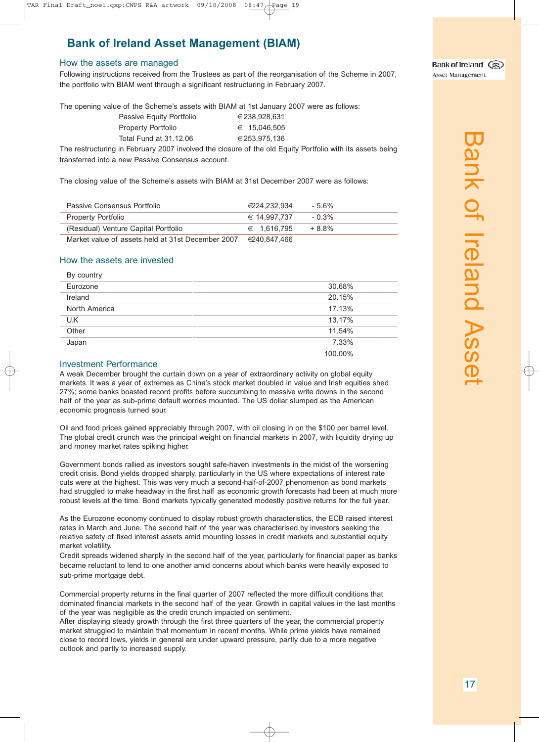# Bank of Ireland Asset Management (BIAM)

## How the assets are managed

Following instructions received from the Trustees as part of the reorganisation of the Scheme in 2007, the portfolio with BIAM went through a significant restructuring in February 2007.

The opening value of the Scheme's assets with BIAM at 1st January 2007 were as follows:

| | |
|---|---|
| Passive Equity Portfolio | €238,928,631 |
| Property Portfolio | € 15,046,505 |
| Total Fund at 31.12.06 | €253,975,136 |

The restructuring in February 2007 involved the closure of the old Equity Portfolio with its assets being transferred into a new Passive Consensus account.

The closing value of the Scheme's assets with BIAM at 31st December 2007 were as follows:

| | | |
|---|---|---|
| Passive Consensus Portfolio | €224,232,934 | - 5.6% |
| Property Portfolio | € 14,997,737 | - 0.3% |
| (Residual) Venture Capital Portfolio | € 1,616,795 | + 8.8% |
| Market value of assets held at 31st December 2007 | €240,847,466 | |

## How the assets are invested

| By country | |
|---|---|
| Eurozone | 30.68% |
| Ireland | 20.15% |
| North America | 17.13% |
| U.K | 13.17% |
| Other | 11.54% |
| Japan | 7.33% |
| | 100.00% |

## Investment Performance

A weak December brought the curtain down on a year of extraordinary activity on global equity markets. It was a year of extremes as China's stock market doubled in value and Irish equities shed 27%; some banks boasted record profits before succumbing to massive write downs in the second half of the year as sub-prime default worries mounted. The US dollar slumped as the American economic prognosis turned sour.

Oil and food prices gained appreciably through 2007, with oil closing in on the $100 per barrel level. The global credit crunch was the principal weight on financial markets in 2007, with liquidity drying up and money market rates spiking higher.

Government bonds rallied as investors sought safe-haven investments in the midst of the worsening credit crisis. Bond yields dropped sharply, particularly in the US where expectations of interest rate cuts were at the highest. This was very much a second-half-of-2007 phenomenon as bond markets had struggled to make headway in the first half as economic growth forecasts had been at much more robust levels at the time. Bond markets typically generated modestly positive returns for the full year.

As the Eurozone economy continued to display robust growth characteristics, the ECB raised interest rates in March and June. The second half of the year was characterised by investors seeking the relative safety of fixed interest assets amid mounting losses in credit markets and substantial equity market volatility.

Credit spreads widened sharply in the second half of the year, particularly for financial paper as banks became reluctant to lend to one another amid concerns about which banks were heavily exposed to sub-prime mortgage debt.

Commercial property returns in the final quarter of 2007 reflected the more difficult conditions that dominated financial markets in the second half of the year. Growth in capital values in the last months of the year was negligible as the credit crunch impacted on sentiment.

After displaying steady growth through the first three quarters of the year, the commercial property market struggled to maintain that momentum in recent months. While prime yields have remained close to record lows, yields in general are under upward pressure, partly due to a more negative outlook and partly to increased supply.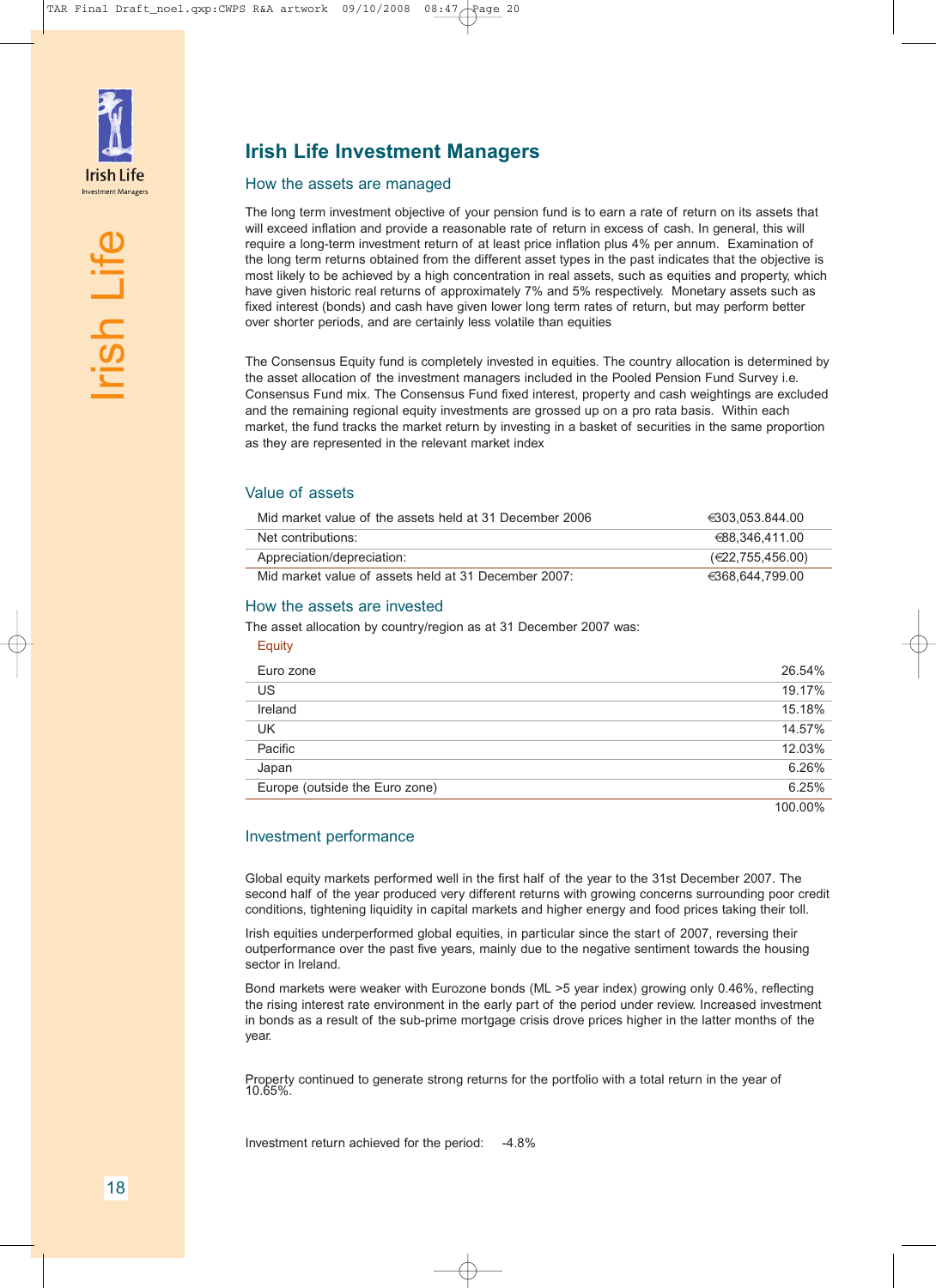## Irish Life Investment Managers

### How the assets are managed

The long term investment objective of your pension fund is to earn a rate of return on its assets that will exceed inflation and provide a reasonable rate of return in excess of cash. In general, this will require a long-term investment return of at least price inflation plus 4% per annum. Examination of the long term returns obtained from the different asset types in the past indicates that the objective is most likely to be achieved by a high concentration in real assets, such as equities and property, which have given historic real returns of approximately 7% and 5% respectively. Monetary assets such as fixed interest (bonds) and cash have given lower long term rates of return, but may perform better over shorter periods, and are certainly less volatile than equities

The Consensus Equity fund is completely invested in equities. The country allocation is determined by the asset allocation of the investment managers included in the Pooled Pension Fund Survey i.e. Consensus Fund mix. The Consensus Fund fixed interest, property and cash weightings are excluded and the remaining regional equity investments are grossed up on a pro rata basis. Within each market, the fund tracks the market return by investing in a basket of securities in the same proportion as they are represented in the relevant market index

### Value of assets

| | |
|---|---|
| Mid market value of the assets held at 31 December 2006 | €303,053,844.00 |
| Net contributions: | €88,346,411.00 |
| Appreciation/depreciation: | (€22,755,456.00) |
| Mid market value of assets held at 31 December 2007: | €368,644,799.00 |

### How the assets are invested

The asset allocation by country/region as at 31 December 2007 was:

| Equity | |
|---|---|
| Euro zone | 26.54% |
| US | 19.17% |
| Ireland | 15.18% |
| UK | 14.57% |
| Pacific | 12.03% |
| Japan | 6.26% |
| Europe (outside the Euro zone) | 6.25% |
| | 100.00% |

### Investment performance

Global equity markets performed well in the first half of the year to the 31st December 2007. The second half of the year produced very different returns with growing concerns surrounding poor credit conditions, tightening liquidity in capital markets and higher energy and food prices taking their toll.

Irish equities underperformed global equities, in particular since the start of 2007, reversing their outperformance over the past five years, mainly due to the negative sentiment towards the housing sector in Ireland.

Bond markets were weaker with Eurozone bonds (ML >5 year index) growing only 0.46%, reflecting the rising interest rate environment in the early part of the period under review. Increased investment in bonds as a result of the sub-prime mortgage crisis drove prices higher in the latter months of the year.

Property continued to generate strong returns for the portfolio with a total return in the year of 10.65%.

Investment return achieved for the period: -4.8%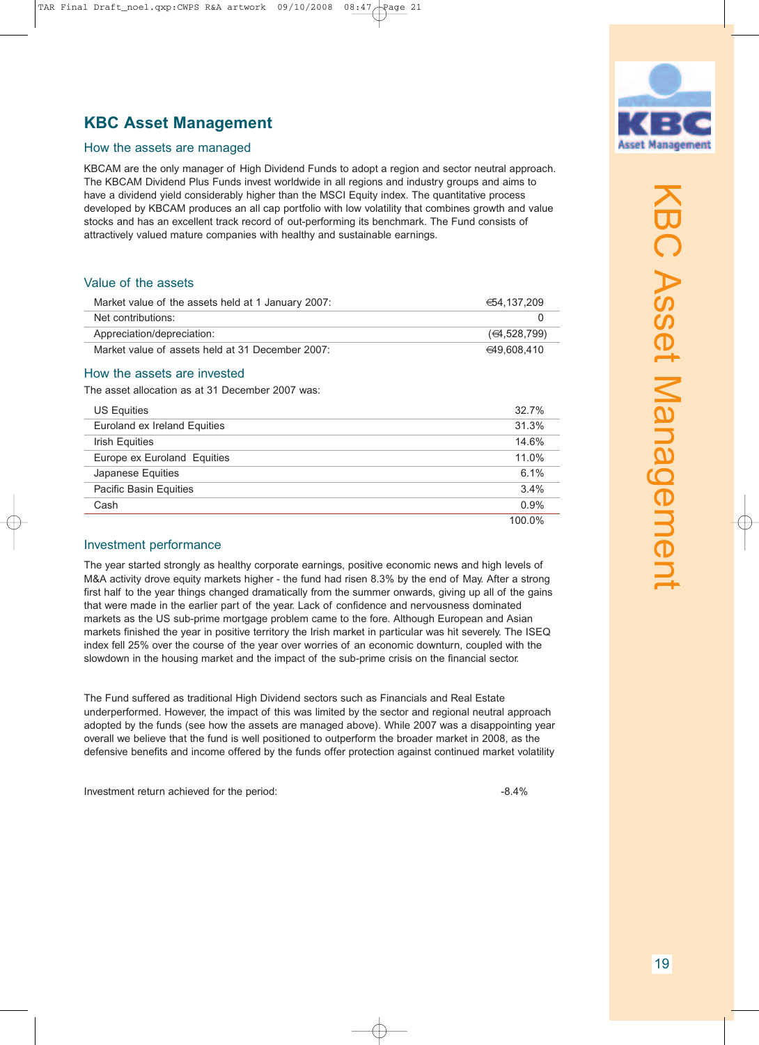## KBC Asset Management

### How the assets are managed

KBCAM are the only manager of High Dividend Funds to adopt a region and sector neutral approach. The KBCAM Dividend Plus Funds invest worldwide in all regions and industry groups and aims to have a dividend yield considerably higher than the MSCI Equity index. The quantitative process developed by KBCAM produces an all cap portfolio with low volatility that combines growth and value stocks and has an excellent track record of out-performing its benchmark. The Fund consists of attractively valued mature companies with healthy and sustainable earnings.

### Value of the assets

| | |
|---|---|
| Market value of the assets held at 1 January 2007: | €54,137,209 |
| Net contributions: | 0 |
| Appreciation/depreciation: | (€4,528,799) |
| Market value of assets held at 31 December 2007: | €49,608,410 |

### How the assets are invested

The asset allocation as at 31 December 2007 was:

| | |
|---|---|
| US Equities | 32.7% |
| Euroland ex Ireland Equities | 31.3% |
| Irish Equities | 14.6% |
| Europe ex Euroland Equities | 11.0% |
| Japanese Equities | 6.1% |
| Pacific Basin Equities | 3.4% |
| Cash | 0.9% |
| | 100.0% |

### Investment performance

The year started strongly as healthy corporate earnings, positive economic news and high levels of M&A activity drove equity markets higher - the fund had risen 8.3% by the end of May. After a strong first half to the year things changed dramatically from the summer onwards, giving up all of the gains that were made in the earlier part of the year. Lack of confidence and nervousness dominated markets as the US sub-prime mortgage problem came to the fore. Although European and Asian markets finished the year in positive territory the Irish market in particular was hit severely. The ISEQ index fell 25% over the course of the year over worries of an economic downturn, coupled with the slowdown in the housing market and the impact of the sub-prime crisis on the financial sector.

The Fund suffered as traditional High Dividend sectors such as Financials and Real Estate underperformed. However, the impact of this was limited by the sector and regional neutral approach adopted by the funds (see how the assets are managed above). While 2007 was a disappointing year overall we believe that the fund is well positioned to outperform the broader market in 2008, as the defensive benefits and income offered by the funds offer protection against continued market volatility

Investment return achieved for the period: -8.4%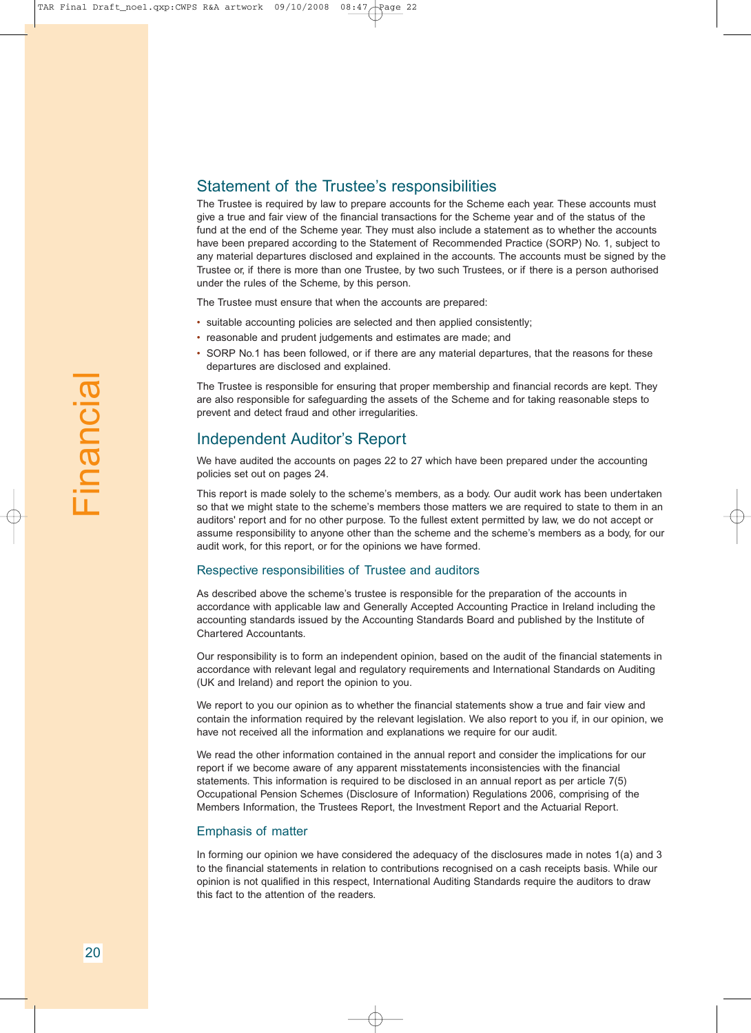## Statement of the Trustee's responsibilities

The Trustee is required by law to prepare accounts for the Scheme each year. These accounts must give a true and fair view of the financial transactions for the Scheme year and of the status of the fund at the end of the Scheme year. They must also include a statement as to whether the accounts have been prepared according to the Statement of Recommended Practice (SORP) No. 1, subject to any material departures disclosed and explained in the accounts. The accounts must be signed by the Trustee or, if there is more than one Trustee, by two such Trustees, or if there is a person authorised under the rules of the Scheme, by this person.

The Trustee must ensure that when the accounts are prepared:

- suitable accounting policies are selected and then applied consistently;
- reasonable and prudent judgements and estimates are made; and
- SORP No.1 has been followed, or if there are any material departures, that the reasons for these departures are disclosed and explained.

The Trustee is responsible for ensuring that proper membership and financial records are kept. They are also responsible for safeguarding the assets of the Scheme and for taking reasonable steps to prevent and detect fraud and other irregularities.

## Independent Auditor's Report

We have audited the accounts on pages 22 to 27 which have been prepared under the accounting policies set out on pages 24.

This report is made solely to the scheme's members, as a body. Our audit work has been undertaken so that we might state to the scheme's members those matters we are required to state to them in an auditors' report and for no other purpose. To the fullest extent permitted by law, we do not accept or assume responsibility to anyone other than the scheme and the scheme's members as a body, for our audit work, for this report, or for the opinions we have formed.

### Respective responsibilities of Trustee and auditors

As described above the scheme's trustee is responsible for the preparation of the accounts in accordance with applicable law and Generally Accepted Accounting Practice in Ireland including the accounting standards issued by the Accounting Standards Board and published by the Institute of Chartered Accountants.

Our responsibility is to form an independent opinion, based on the audit of the financial statements in accordance with relevant legal and regulatory requirements and International Standards on Auditing (UK and Ireland) and report the opinion to you.

We report to you our opinion as to whether the financial statements show a true and fair view and contain the information required by the relevant legislation. We also report to you if, in our opinion, we have not received all the information and explanations we require for our audit.

We read the other information contained in the annual report and consider the implications for our report if we become aware of any apparent misstatements inconsistencies with the financial statements. This information is required to be disclosed in an annual report as per article 7(5) Occupational Pension Schemes (Disclosure of Information) Regulations 2006, comprising of the Members Information, the Trustees Report, the Investment Report and the Actuarial Report.

### Emphasis of matter

In forming our opinion we have considered the adequacy of the disclosures made in notes 1(a) and 3 to the financial statements in relation to contributions recognised on a cash receipts basis. While our opinion is not qualified in this respect, International Auditing Standards require the auditors to draw this fact to the attention of the readers.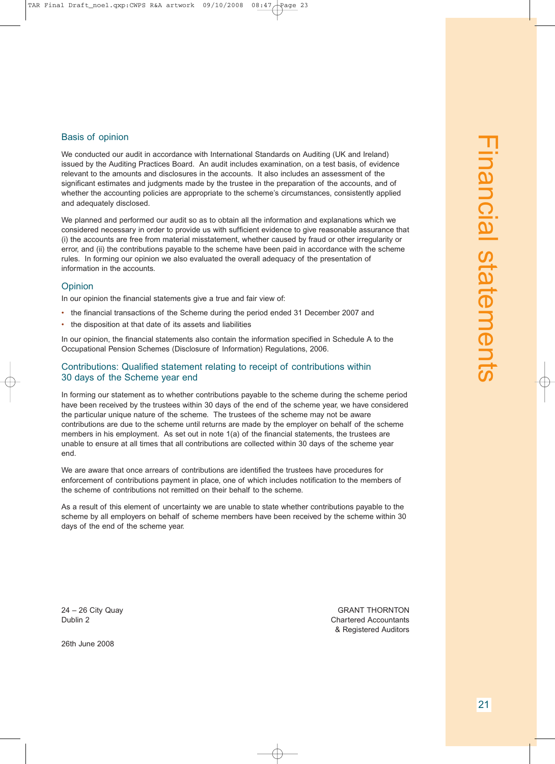## Basis of opinion

We conducted our audit in accordance with International Standards on Auditing (UK and Ireland) issued by the Auditing Practices Board. An audit includes examination, on a test basis, of evidence relevant to the amounts and disclosures in the accounts. It also includes an assessment of the significant estimates and judgments made by the trustee in the preparation of the accounts, and of whether the accounting policies are appropriate to the scheme's circumstances, consistently applied and adequately disclosed.

We planned and performed our audit so as to obtain all the information and explanations which we considered necessary in order to provide us with sufficient evidence to give reasonable assurance that (i) the accounts are free from material misstatement, whether caused by fraud or other irregularity or error, and (ii) the contributions payable to the scheme have been paid in accordance with the scheme rules. In forming our opinion we also evaluated the overall adequacy of the presentation of information in the accounts.

## Opinion

In our opinion the financial statements give a true and fair view of:

- the financial transactions of the Scheme during the period ended 31 December 2007 and
- the disposition at that date of its assets and liabilities

In our opinion, the financial statements also contain the information specified in Schedule A to the Occupational Pension Schemes (Disclosure of Information) Regulations, 2006.

## Contributions: Qualified statement relating to receipt of contributions within 30 days of the Scheme year end

In forming our statement as to whether contributions payable to the scheme during the scheme period have been received by the trustees within 30 days of the end of the scheme year, we have considered the particular unique nature of the scheme. The trustees of the scheme may not be aware contributions are due to the scheme until returns are made by the employer on behalf of the scheme members in his employment. As set out in note 1(a) of the financial statements, the trustees are unable to ensure at all times that all contributions are collected within 30 days of the scheme year end.

We are aware that once arrears of contributions are identified the trustees have procedures for enforcement of contributions payment in place, one of which includes notification to the members of the scheme of contributions not remitted on their behalf to the scheme.

As a result of this element of uncertainty we are unable to state whether contributions payable to the scheme by all employers on behalf of scheme members have been received by the scheme within 30 days of the end of the scheme year.

24 – 26 City Quay
Dublin 2

26th June 2008

GRANT THORNTON
Chartered Accountants
& Registered Auditors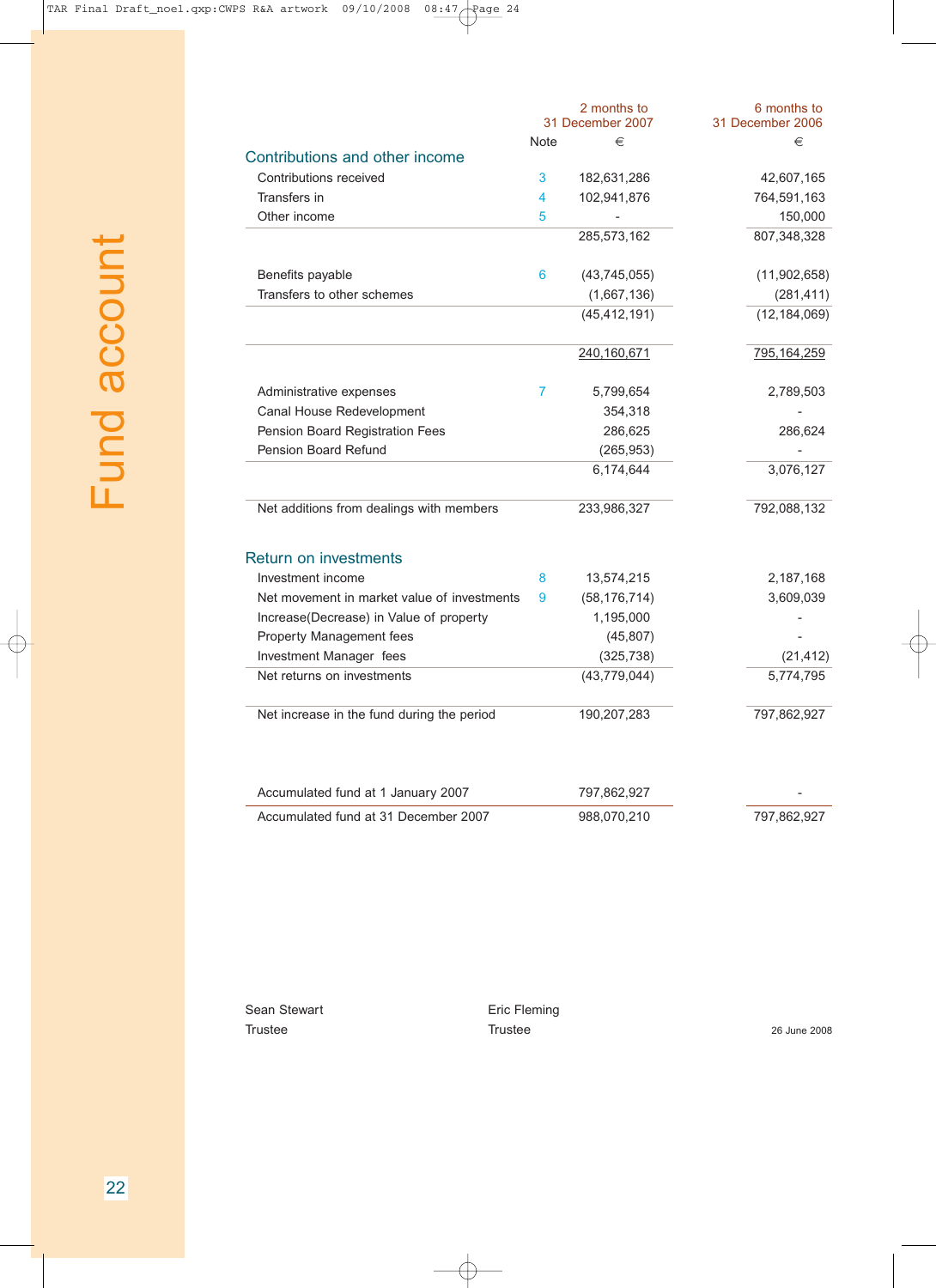# Fund account

| | Note | 2 months to 31 December 2007 € | 6 months to 31 December 2006 € |
|---|---|---|---|
| **Contributions and other income** | | | |
| Contributions received | 3 | 182,631,286 | 42,607,165 |
| Transfers in | 4 | 102,941,876 | 764,591,163 |
| Other income | 5 | - | 150,000 |
| | | 285,573,162 | 807,348,328 |
| Benefits payable | 6 | (43,745,055) | (11,902,658) |
| Transfers to other schemes | | (1,667,136) | (281,411) |
| | | (45,412,191) | (12,184,069) |
| | | 240,160,671 | 795,164,259 |
| Administrative expenses | 7 | 5,799,654 | 2,789,503 |
| Canal House Redevelopment | | 354,318 | - |
| Pension Board Registration Fees | | 286,625 | 286,624 |
| Pension Board Refund | | (265,953) | - |
| | | 6,174,644 | 3,076,127 |
| Net additions from dealings with members | | 233,986,327 | 792,088,132 |
| **Return on investments** | | | |
| Investment income | 8 | 13,574,215 | 2,187,168 |
| Net movement in market value of investments | 9 | (58,176,714) | 3,609,039 |
| Increase(Decrease) in Value of property | | 1,195,000 | - |
| Property Management fees | | (45,807) | - |
| Investment Manager fees | | (325,738) | (21,412) |
| Net returns on investments | | (43,779,044) | 5,774,795 |
| Net increase in the fund during the period | | 190,207,283 | 797,862,927 |
| Accumulated fund at 1 January 2007 | | 797,862,927 | - |
| Accumulated fund at 31 December 2007 | | 988,070,210 | 797,862,927 |

Sean Stewart
Trustee

Eric Fleming
Trustee

26 June 2008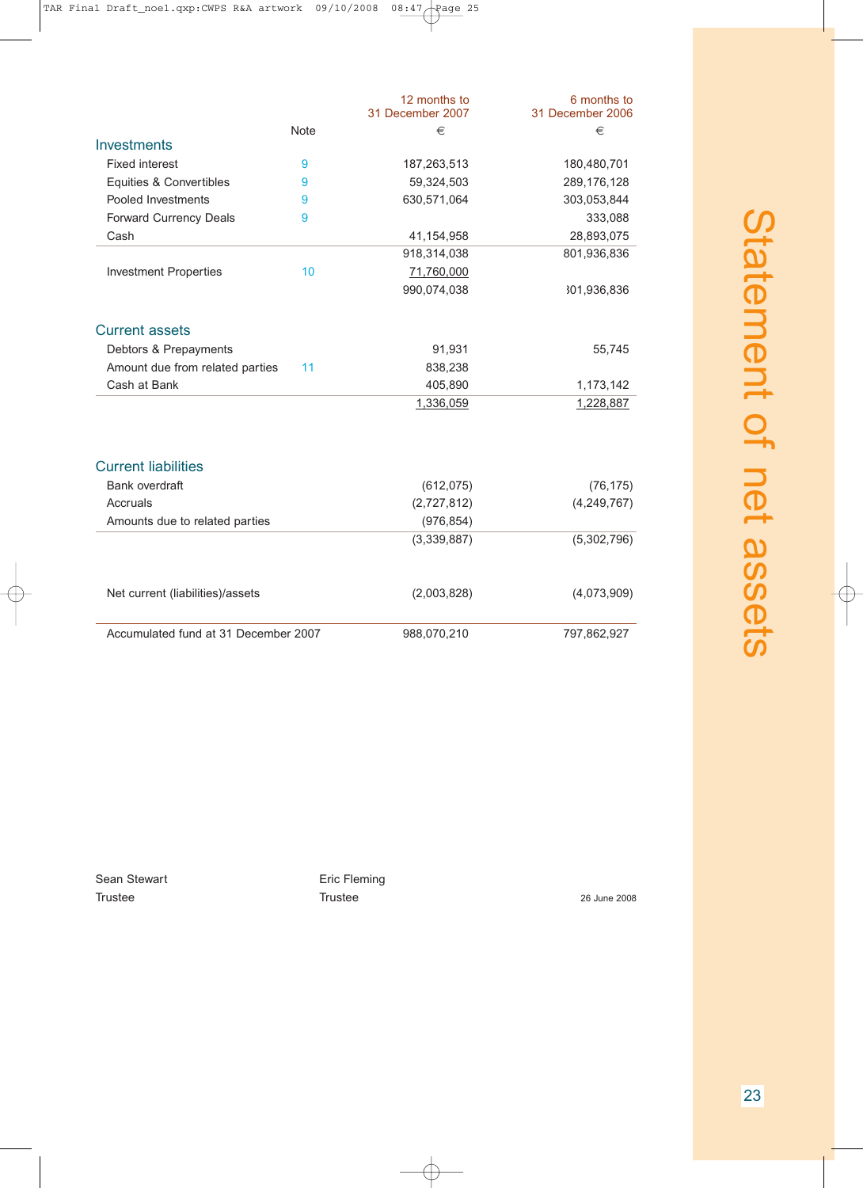# Statement of net assets

| | Note | 12 months to 31 December 2007 € | 6 months to 31 December 2006 € |
|---|---|---|---|
| **Investments** | | | |
| Fixed interest | 9 | 187,263,513 | 180,480,701 |
| Equities & Convertibles | 9 | 59,324,503 | 289,176,128 |
| Pooled Investments | 9 | 630,571,064 | 303,053,844 |
| Forward Currency Deals | 9 | | 333,088 |
| Cash | | 41,154,958 | 28,893,075 |
| | | 918,314,038 | 801,936,836 |
| Investment Properties | 10 | 71,760,000 | |
| | | 990,074,038 | 801,936,836 |
| **Current assets** | | | |
| Debtors & Prepayments | | 91,931 | 55,745 |
| Amount due from related parties | 11 | 838,238 | |
| Cash at Bank | | 405,890 | 1,173,142 |
| | | 1,336,059 | 1,228,887 |
| **Current liabilities** | | | |
| Bank overdraft | | (612,075) | (76,175) |
| Accruals | | (2,727,812) | (4,249,767) |
| Amounts due to related parties | | (976,854) | |
| | | (3,339,887) | (5,302,796) |
| Net current (liabilities)/assets | | (2,003,828) | (4,073,909) |
| Accumulated fund at 31 December 2007 | | 988,070,210 | 797,862,927 |

Sean Stewart
Trustee

Eric Fleming
Trustee

26 June 2008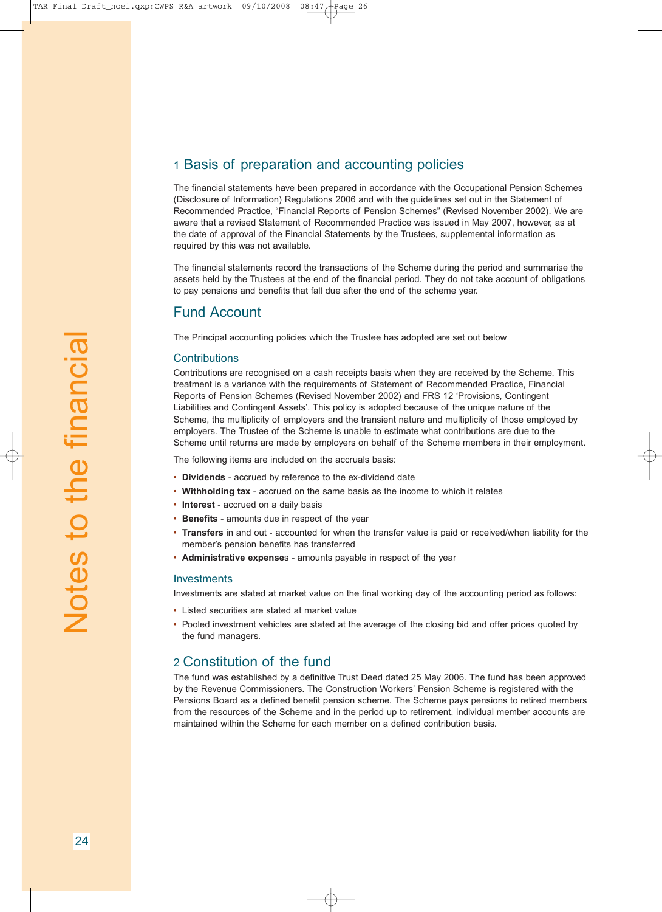## 1 Basis of preparation and accounting policies

The financial statements have been prepared in accordance with the Occupational Pension Schemes (Disclosure of Information) Regulations 2006 and with the guidelines set out in the Statement of Recommended Practice, "Financial Reports of Pension Schemes" (Revised November 2002). We are aware that a revised Statement of Recommended Practice was issued in May 2007, however, as at the date of approval of the Financial Statements by the Trustees, supplemental information as required by this was not available.

The financial statements record the transactions of the Scheme during the period and summarise the assets held by the Trustees at the end of the financial period. They do not take account of obligations to pay pensions and benefits that fall due after the end of the scheme year.

## Fund Account

The Principal accounting policies which the Trustee has adopted are set out below

### Contributions

Contributions are recognised on a cash receipts basis when they are received by the Scheme. This treatment is a variance with the requirements of Statement of Recommended Practice, Financial Reports of Pension Schemes (Revised November 2002) and FRS 12 'Provisions, Contingent Liabilities and Contingent Assets'. This policy is adopted because of the unique nature of the Scheme, the multiplicity of employers and the transient nature and multiplicity of those employed by employers. The Trustee of the Scheme is unable to estimate what contributions are due to the Scheme until returns are made by employers on behalf of the Scheme members in their employment.

The following items are included on the accruals basis:

- **Dividends** - accrued by reference to the ex-dividend date
- **Withholding tax** - accrued on the same basis as the income to which it relates
- **Interest** - accrued on a daily basis
- **Benefits** - amounts due in respect of the year
- **Transfers** in and out - accounted for when the transfer value is paid or received/when liability for the member's pension benefits has transferred
- **Administrative expense**s - amounts payable in respect of the year

### Investments

Investments are stated at market value on the final working day of the accounting period as follows:

- Listed securities are stated at market value
- Pooled investment vehicles are stated at the average of the closing bid and offer prices quoted by the fund managers.

## 2 Constitution of the fund

The fund was established by a definitive Trust Deed dated 25 May 2006. The fund has been approved by the Revenue Commissioners. The Construction Workers' Pension Scheme is registered with the Pensions Board as a defined benefit pension scheme. The Scheme pays pensions to retired members from the resources of the Scheme and in the period up to retirement, individual member accounts are maintained within the Scheme for each member on a defined contribution basis.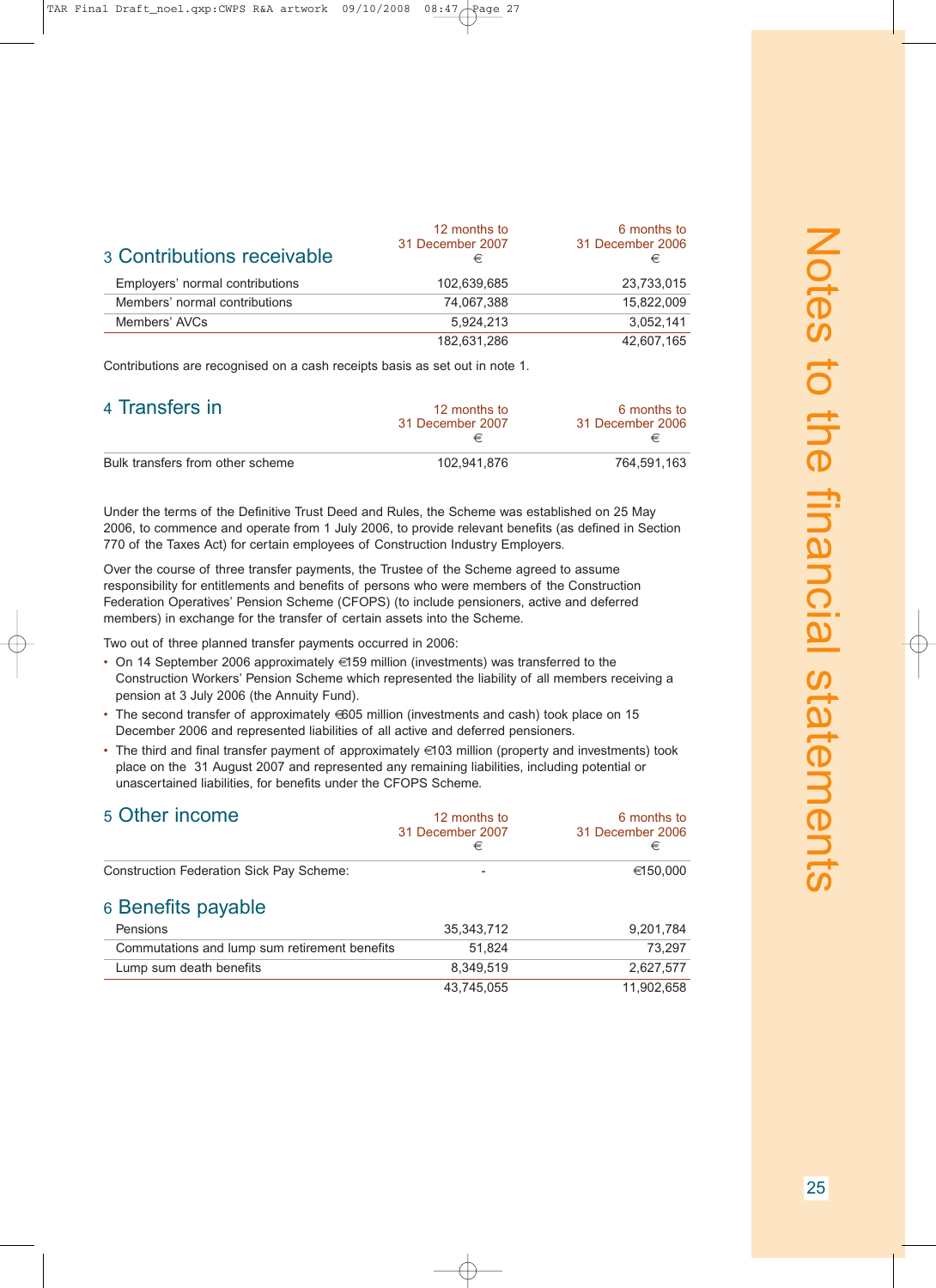## 3 Contributions receivable

| | 12 months to 31 December 2007 € | 6 months to 31 December 2006 € |
|---|---|---|
| Employers' normal contributions | 102,639,685 | 23,733,015 |
| Members' normal contributions | 74,067,388 | 15,822,009 |
| Members' AVCs | 5,924,213 | 3,052,141 |
| | 182,631,286 | 42,607,165 |

Contributions are recognised on a cash receipts basis as set out in note 1.

## 4 Transfers in

| | 12 months to 31 December 2007 € | 6 months to 31 December 2006 € |
|---|---|---|
| Bulk transfers from other scheme | 102,941,876 | 764,591,163 |

Under the terms of the Definitive Trust Deed and Rules, the Scheme was established on 25 May 2006, to commence and operate from 1 July 2006, to provide relevant benefits (as defined in Section 770 of the Taxes Act) for certain employees of Construction Industry Employers.

Over the course of three transfer payments, the Trustee of the Scheme agreed to assume responsibility for entitlements and benefits of persons who were members of the Construction Federation Operatives' Pension Scheme (CFOPS) (to include pensioners, active and deferred members) in exchange for the transfer of certain assets into the Scheme.

Two out of three planned transfer payments occurred in 2006:

- On 14 September 2006 approximately €159 million (investments) was transferred to the Construction Workers' Pension Scheme which represented the liability of all members receiving a pension at 3 July 2006 (the Annuity Fund).
- The second transfer of approximately €605 million (investments and cash) took place on 15 December 2006 and represented liabilities of all active and deferred pensioners.
- The third and final transfer payment of approximately €103 million (property and investments) took place on the 31 August 2007 and represented any remaining liabilities, including potential or unascertained liabilities, for benefits under the CFOPS Scheme.

## 5 Other income

| | 12 months to 31 December 2007 € | 6 months to 31 December 2006 € |
|---|---|---|
| Construction Federation Sick Pay Scheme: | - | €150,000 |

## 6 Benefits payable

| | 12 months to 31 December 2007 € | 6 months to 31 December 2006 € |
|---|---|---|
| Pensions | 35,343,712 | 9,201,784 |
| Commutations and lump sum retirement benefits | 51,824 | 73,297 |
| Lump sum death benefits | 8,349,519 | 2,627,577 |
| | 43,745,055 | 11,902,658 |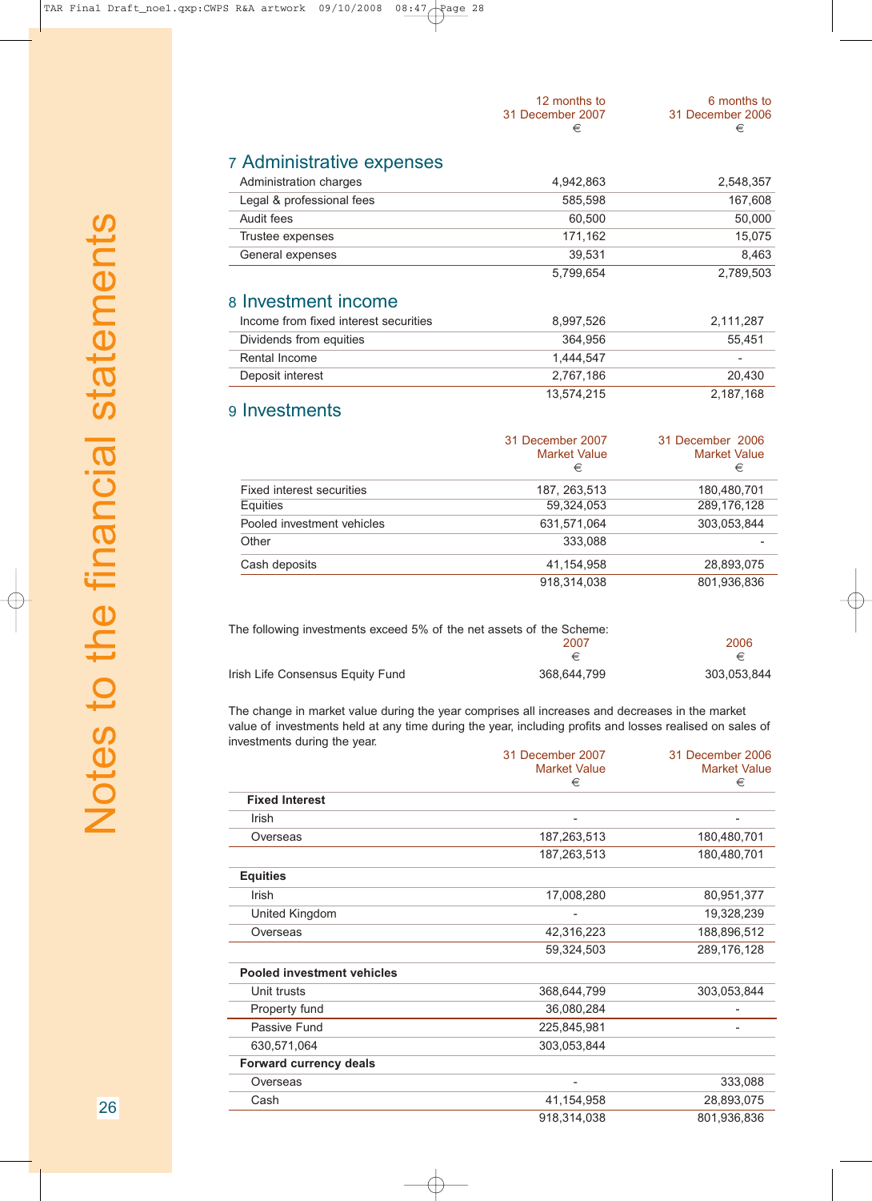Notes to the financial statements

| | 12 months to 31 December 2007 € | 6 months to 31 December 2006 € |
|---|---|---|

## 7 Administrative expenses

| | 12 months to 31 December 2007 € | 6 months to 31 December 2006 € |
|---|---|---|
| Administration charges | 4,942,863 | 2,548,357 |
| Legal & professional fees | 585,598 | 167,608 |
| Audit fees | 60,500 | 50,000 |
| Trustee expenses | 171,162 | 15,075 |
| General expenses | 39,531 | 8,463 |
| | 5,799,654 | 2,789,503 |

## 8 Investment income

| | 12 months to 31 December 2007 € | 6 months to 31 December 2006 € |
|---|---|---|
| Income from fixed interest securities | 8,997,526 | 2,111,287 |
| Dividends from equities | 364,956 | 55,451 |
| Rental Income | 1,444,547 | - |
| Deposit interest | 2,767,186 | 20,430 |
| | 13,574,215 | 2,187,168 |

## 9 Investments

| | 31 December 2007 Market Value € | 31 December 2006 Market Value € |
|---|---|---|
| Fixed interest securities | 187, 263,513 | 180,480,701 |
| Equities | 59,324,053 | 289,176,128 |
| Pooled investment vehicles | 631,571,064 | 303,053,844 |
| Other | 333,088 | - |
| Cash deposits | 41,154,958 | 28,893,075 |
| | 918,314,038 | 801,936,836 |

The following investments exceed 5% of the net assets of the Scheme:

| | 2007 € | 2006 € |
|---|---|---|
| Irish Life Consensus Equity Fund | 368,644,799 | 303,053,844 |

The change in market value during the year comprises all increases and decreases in the market value of investments held at any time during the year, including profits and losses realised on sales of investments during the year.

| | 31 December 2007 Market Value € | 31 December 2006 Market Value € |
|---|---|---|
| **Fixed Interest** | | |
| Irish | - | - |
| Overseas | 187,263,513 | 180,480,701 |
| | 187,263,513 | 180,480,701 |
| **Equities** | | |
| Irish | 17,008,280 | 80,951,377 |
| United Kingdom | - | 19,328,239 |
| Overseas | 42,316,223 | 188,896,512 |
| | 59,324,503 | 289,176,128 |
| **Pooled investment vehicles** | | |
| Unit trusts | 368,644,799 | 303,053,844 |
| Property fund | 36,080,284 | - |
| Passive Fund | 225,845,981 | - |
| 630,571,064 | 303,053,844 | |
| **Forward currency deals** | | |
| Overseas | - | 333,088 |
| Cash | 41,154,958 | 28,893,075 |
| | 918,314,038 | 801,936,836 |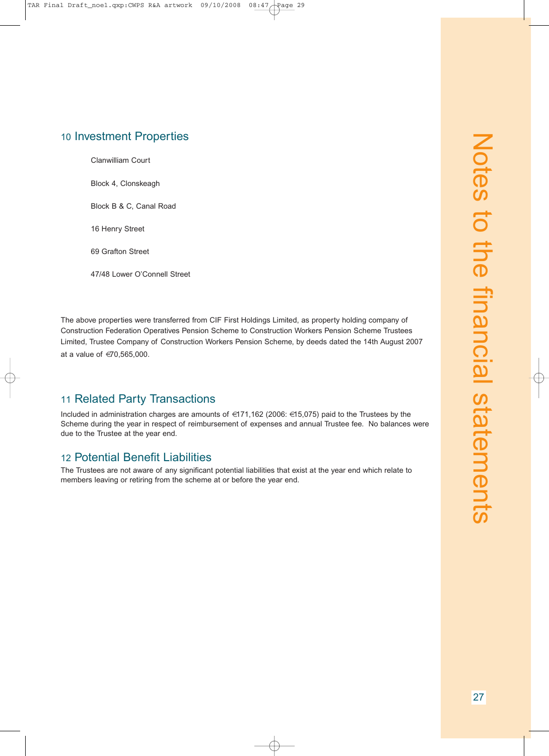## 10 Investment Properties

Clanwilliam Court

Block 4, Clonskeagh

Block B & C, Canal Road

16 Henry Street

69 Grafton Street

47/48 Lower O'Connell Street

The above properties were transferred from CIF First Holdings Limited, as property holding company of Construction Federation Operatives Pension Scheme to Construction Workers Pension Scheme Trustees Limited, Trustee Company of Construction Workers Pension Scheme, by deeds dated the 14th August 2007 at a value of €70,565,000.

## 11 Related Party Transactions

Included in administration charges are amounts of €171,162 (2006: €15,075) paid to the Trustees by the Scheme during the year in respect of reimbursement of expenses and annual Trustee fee. No balances were due to the Trustee at the year end.

## 12 Potential Benefit Liabilities

The Trustees are not aware of any significant potential liabilities that exist at the year end which relate to members leaving or retiring from the scheme at or before the year end.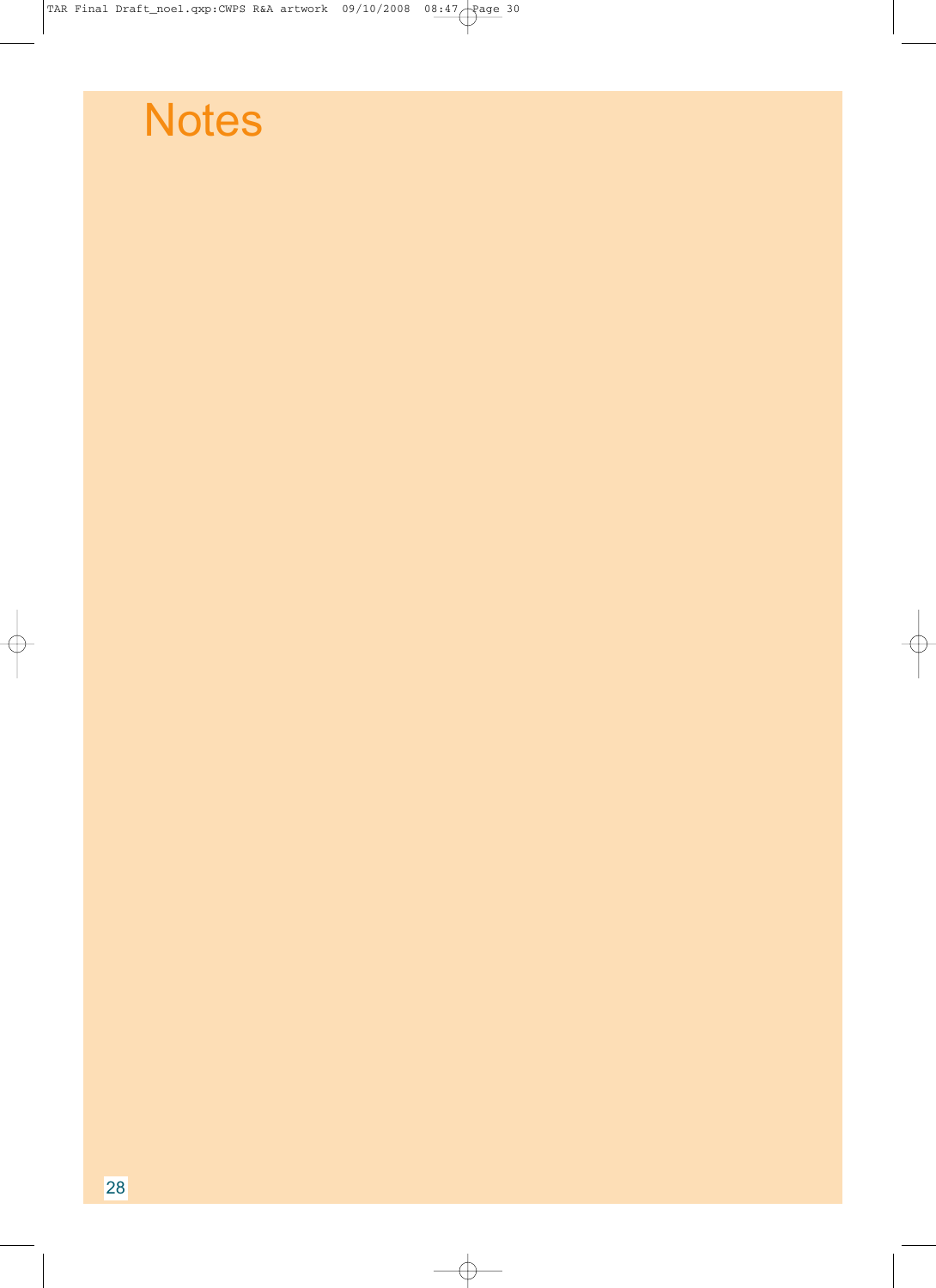# Notes